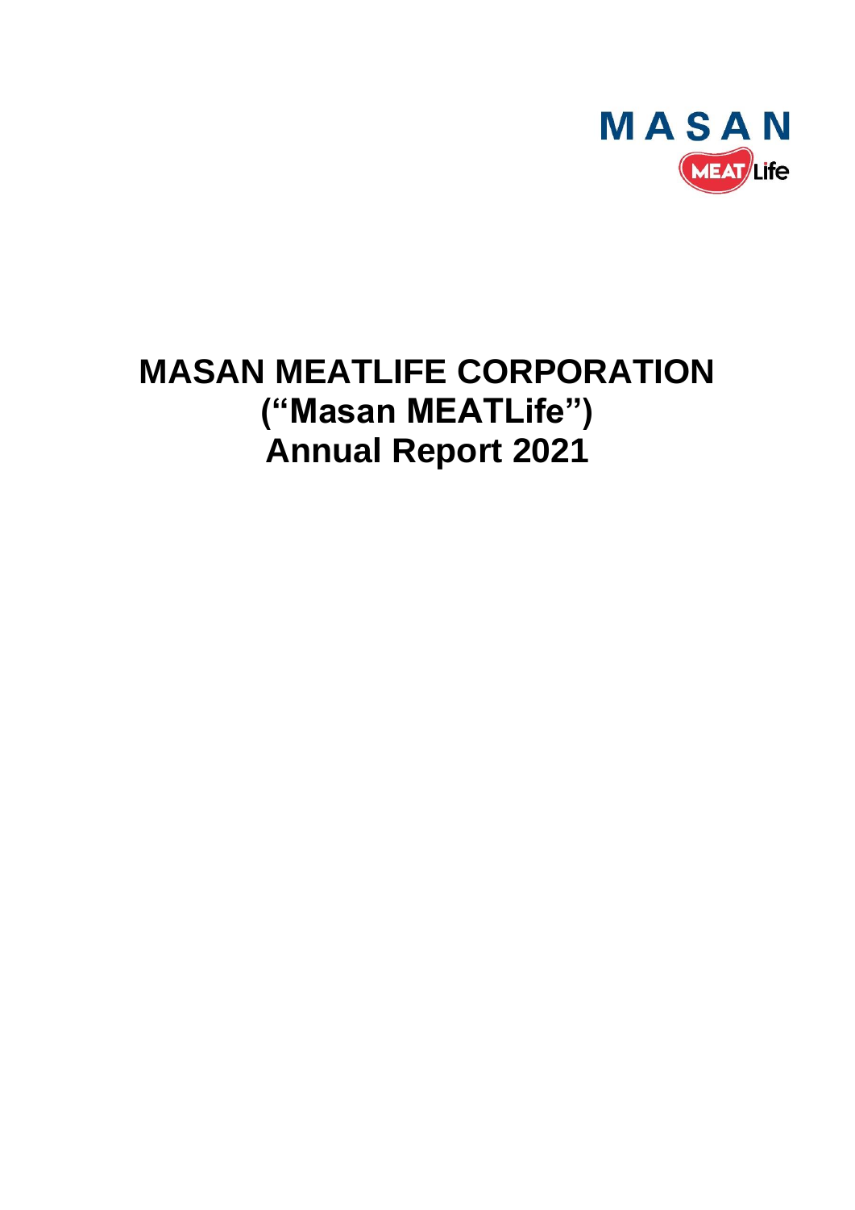MASAN

MEAT Life

# MASAN MEATLIFE CORPORATION
# (“Masan MEATLife”)
# Annual Report 2021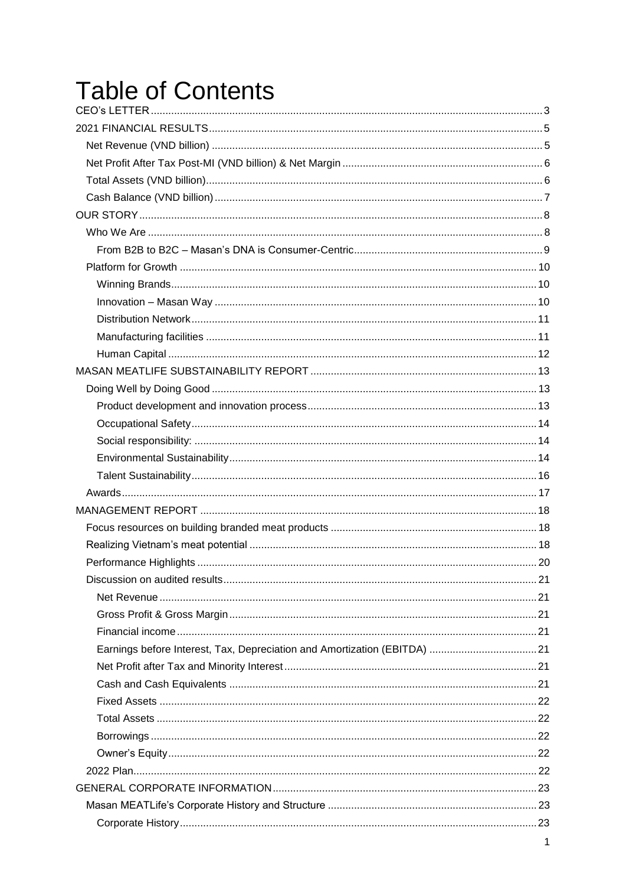# Table of Contents

- CEO's LETTER ........ 3
- 2021 FINANCIAL RESULTS ........ 5
  - Net Revenue (VND billion) ........ 5
  - Net Profit After Tax Post-MI (VND billion) & Net Margin ........ 6
  - Total Assets (VND billion) ........ 6
  - Cash Balance (VND billion) ........ 7
- OUR STORY ........ 8
  - Who We Are ........ 8
    - From B2B to B2C – Masan's DNA is Consumer-Centric ........ 9
  - Platform for Growth ........ 10
    - Winning Brands ........ 10
    - Innovation – Masan Way ........ 10
    - Distribution Network ........ 11
    - Manufacturing facilities ........ 11
    - Human Capital ........ 12
- MASAN MEATLIFE SUBSTAINABILITY REPORT ........ 13
  - Doing Well by Doing Good ........ 13
    - Product development and innovation process ........ 13
    - Occupational Safety ........ 14
    - Social responsibility: ........ 14
    - Environmental Sustainability ........ 14
    - Talent Sustainability ........ 16
  - Awards ........ 17
- MANAGEMENT REPORT ........ 18
  - Focus resources on building branded meat products ........ 18
  - Realizing Vietnam's meat potential ........ 18
  - Performance Highlights ........ 20
  - Discussion on audited results ........ 21
    - Net Revenue ........ 21
    - Gross Profit & Gross Margin ........ 21
    - Financial income ........ 21
    - Earnings before Interest, Tax, Depreciation and Amortization (EBITDA) ........ 21
    - Net Profit after Tax and Minority Interest ........ 21
    - Cash and Cash Equivalents ........ 21
    - Fixed Assets ........ 22
    - Total Assets ........ 22
    - Borrowings ........ 22
    - Owner's Equity ........ 22
  - 2022 Plan ........ 22
- GENERAL CORPORATE INFORMATION ........ 23
  - Masan MEATLife's Corporate History and Structure ........ 23
    - Corporate History ........ 23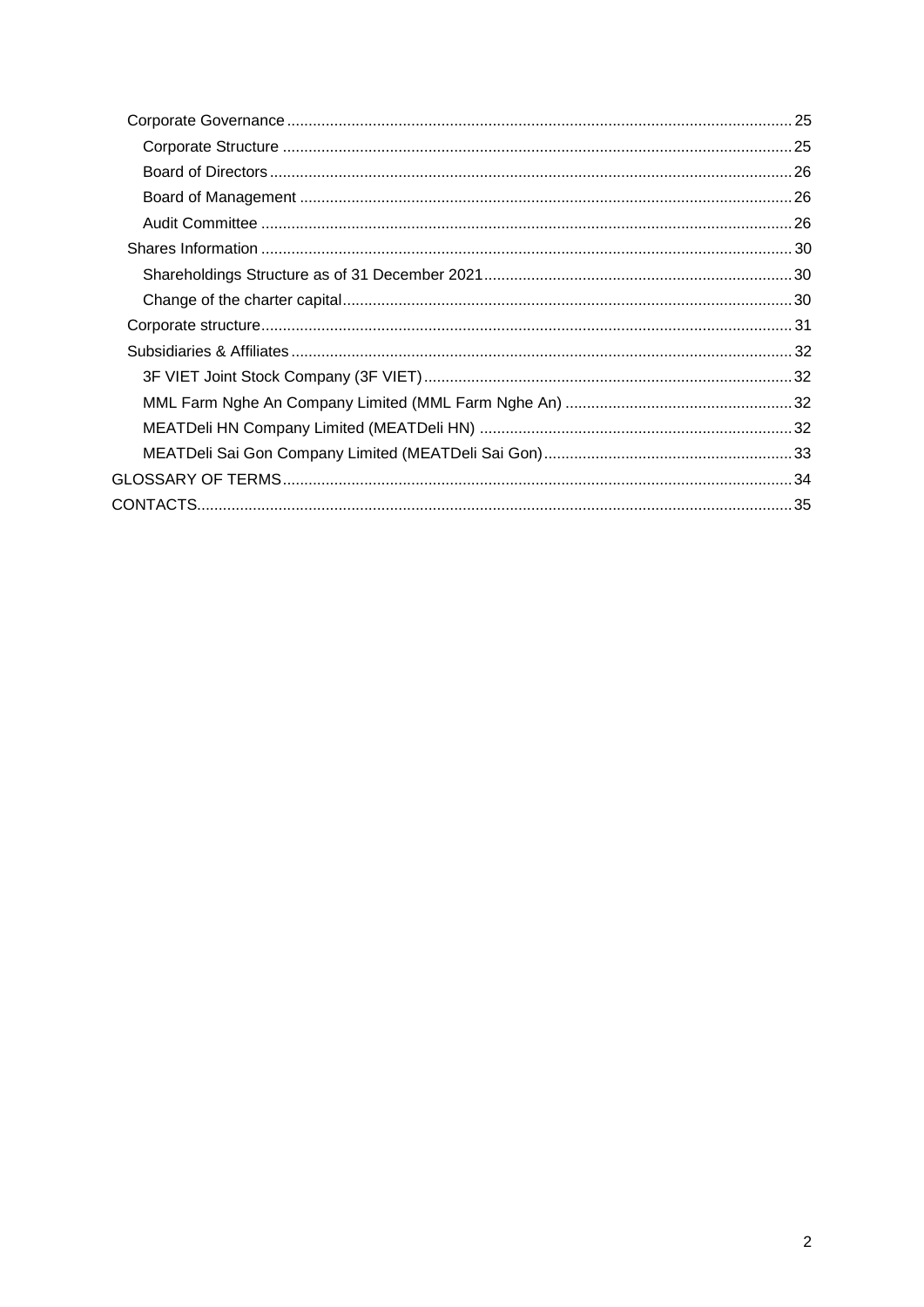- Corporate Governance ..... 25
  - Corporate Structure ..... 25
  - Board of Directors ..... 26
  - Board of Management ..... 26
  - Audit Committee ..... 26
- Shares Information ..... 30
  - Shareholdings Structure as of 31 December 2021 ..... 30
  - Change of the charter capital ..... 30
- Corporate structure ..... 31
- Subsidiaries & Affiliates ..... 32
  - 3F VIET Joint Stock Company (3F VIET) ..... 32
  - MML Farm Nghe An Company Limited (MML Farm Nghe An) ..... 32
  - MEATDeli HN Company Limited (MEATDeli HN) ..... 32
  - MEATDeli Sai Gon Company Limited (MEATDeli Sai Gon) ..... 33

GLOSSARY OF TERMS ..... 34

CONTACTS ..... 35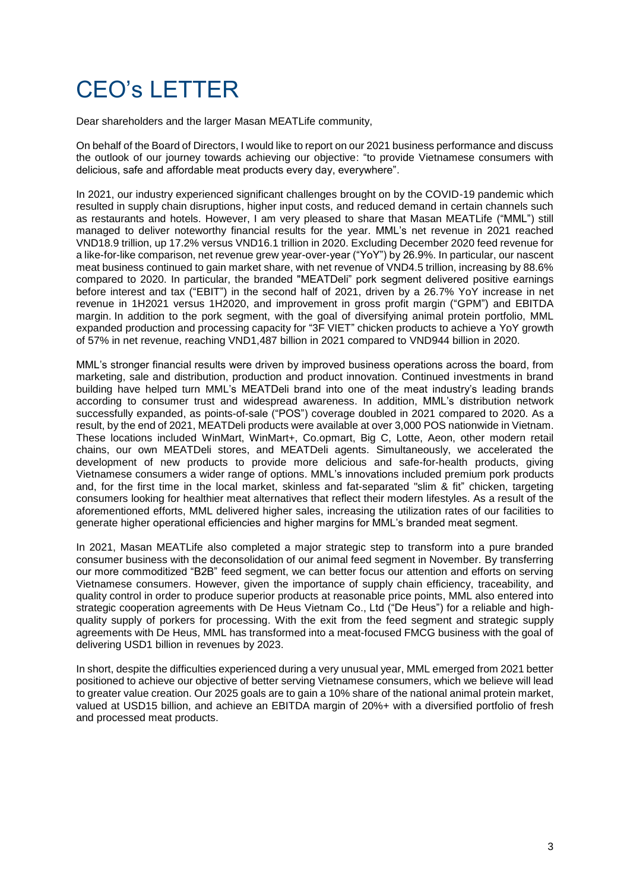# CEO's LETTER

Dear shareholders and the larger Masan MEATLife community,

On behalf of the Board of Directors, I would like to report on our 2021 business performance and discuss the outlook of our journey towards achieving our objective: "to provide Vietnamese consumers with delicious, safe and affordable meat products every day, everywhere".

In 2021, our industry experienced significant challenges brought on by the COVID-19 pandemic which resulted in supply chain disruptions, higher input costs, and reduced demand in certain channels such as restaurants and hotels. However, I am very pleased to share that Masan MEATLife ("MML") still managed to deliver noteworthy financial results for the year. MML's net revenue in 2021 reached VND18.9 trillion, up 17.2% versus VND16.1 trillion in 2020. Excluding December 2020 feed revenue for a like-for-like comparison, net revenue grew year-over-year ("YoY") by 26.9%. In particular, our nascent meat business continued to gain market share, with net revenue of VND4.5 trillion, increasing by 88.6% compared to 2020. In particular, the branded "MEATDeli" pork segment delivered positive earnings before interest and tax ("EBIT") in the second half of 2021, driven by a 26.7% YoY increase in net revenue in 1H2021 versus 1H2020, and improvement in gross profit margin ("GPM") and EBITDA margin. In addition to the pork segment, with the goal of diversifying animal protein portfolio, MML expanded production and processing capacity for "3F VIET" chicken products to achieve a YoY growth of 57% in net revenue, reaching VND1,487 billion in 2021 compared to VND944 billion in 2020.

MML's stronger financial results were driven by improved business operations across the board, from marketing, sale and distribution, production and product innovation. Continued investments in brand building have helped turn MML's MEATDeli brand into one of the meat industry's leading brands according to consumer trust and widespread awareness. In addition, MML's distribution network successfully expanded, as points-of-sale ("POS") coverage doubled in 2021 compared to 2020. As a result, by the end of 2021, MEATDeli products were available at over 3,000 POS nationwide in Vietnam. These locations included WinMart, WinMart+, Co.opmart, Big C, Lotte, Aeon, other modern retail chains, our own MEATDeli stores, and MEATDeli agents. Simultaneously, we accelerated the development of new products to provide more delicious and safe-for-health products, giving Vietnamese consumers a wider range of options. MML's innovations included premium pork products and, for the first time in the local market, skinless and fat-separated "slim & fit" chicken, targeting consumers looking for healthier meat alternatives that reflect their modern lifestyles. As a result of the aforementioned efforts, MML delivered higher sales, increasing the utilization rates of our facilities to generate higher operational efficiencies and higher margins for MML's branded meat segment.

In 2021, Masan MEATLife also completed a major strategic step to transform into a pure branded consumer business with the deconsolidation of our animal feed segment in November. By transferring our more commoditized "B2B" feed segment, we can better focus our attention and efforts on serving Vietnamese consumers. However, given the importance of supply chain efficiency, traceability, and quality control in order to produce superior products at reasonable price points, MML also entered into strategic cooperation agreements with De Heus Vietnam Co., Ltd ("De Heus") for a reliable and high-quality supply of porkers for processing. With the exit from the feed segment and strategic supply agreements with De Heus, MML has transformed into a meat-focused FMCG business with the goal of delivering USD1 billion in revenues by 2023.

In short, despite the difficulties experienced during a very unusual year, MML emerged from 2021 better positioned to achieve our objective of better serving Vietnamese consumers, which we believe will lead to greater value creation. Our 2025 goals are to gain a 10% share of the national animal protein market, valued at USD15 billion, and achieve an EBITDA margin of 20%+ with a diversified portfolio of fresh and processed meat products.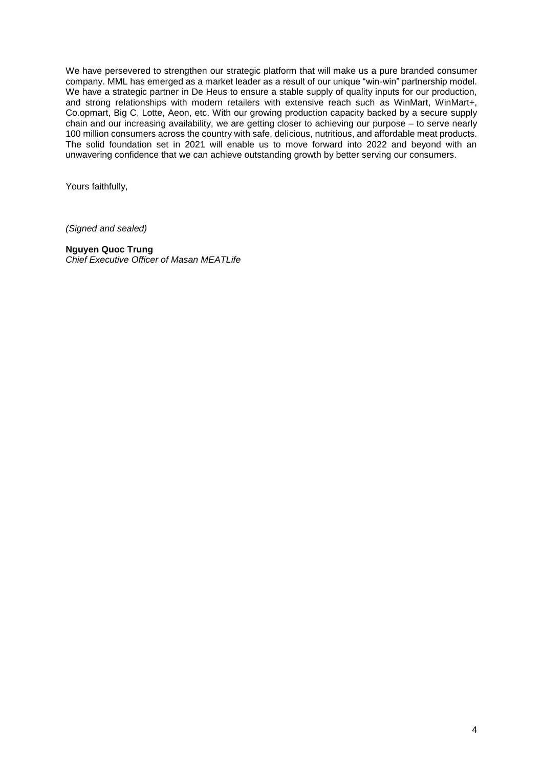We have persevered to strengthen our strategic platform that will make us a pure branded consumer company. MML has emerged as a market leader as a result of our unique "win-win" partnership model. We have a strategic partner in De Heus to ensure a stable supply of quality inputs for our production, and strong relationships with modern retailers with extensive reach such as WinMart, WinMart+, Co.opmart, Big C, Lotte, Aeon, etc. With our growing production capacity backed by a secure supply chain and our increasing availability, we are getting closer to achieving our purpose – to serve nearly 100 million consumers across the country with safe, delicious, nutritious, and affordable meat products. The solid foundation set in 2021 will enable us to move forward into 2022 and beyond with an unwavering confidence that we can achieve outstanding growth by better serving our consumers.

Yours faithfully,

*(Signed and sealed)*

**Nguyen Quoc Trung**
*Chief Executive Officer of Masan MEATLife*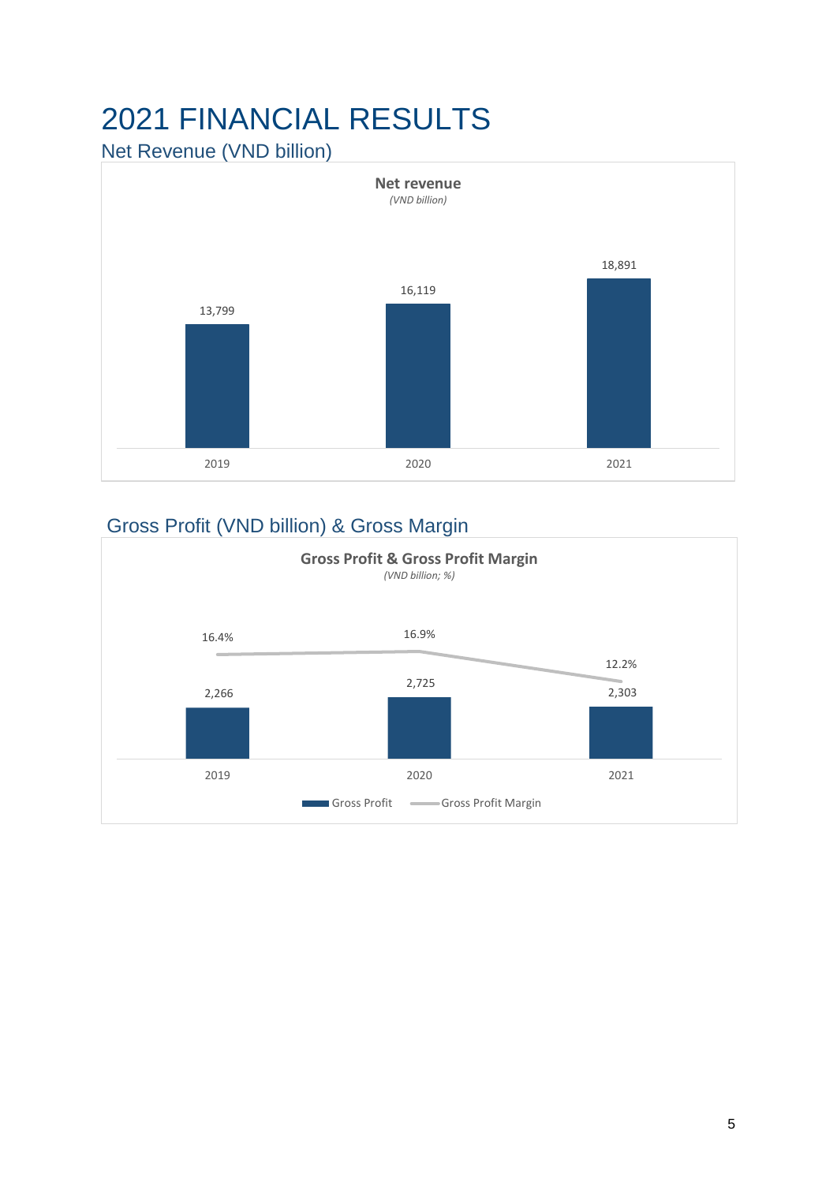# 2021 FINANCIAL RESULTS

## Net Revenue (VND billion)

**Net revenue**

*(VND billion)*

| | 2019 | 2020 | 2021 |
|---|---|---|---|
| Net revenue | 13,799 | 16,119 | 18,891 |

## Gross Profit (VND billion) & Gross Margin

**Gross Profit & Gross Profit Margin**

*(VND billion; %)*

| | 2019 | 2020 | 2021 |
|---|---|---|---|
| Gross Profit | 2,266 | 2,725 | 2,303 |
| Gross Profit Margin | 16.4% | 16.9% | 12.2% |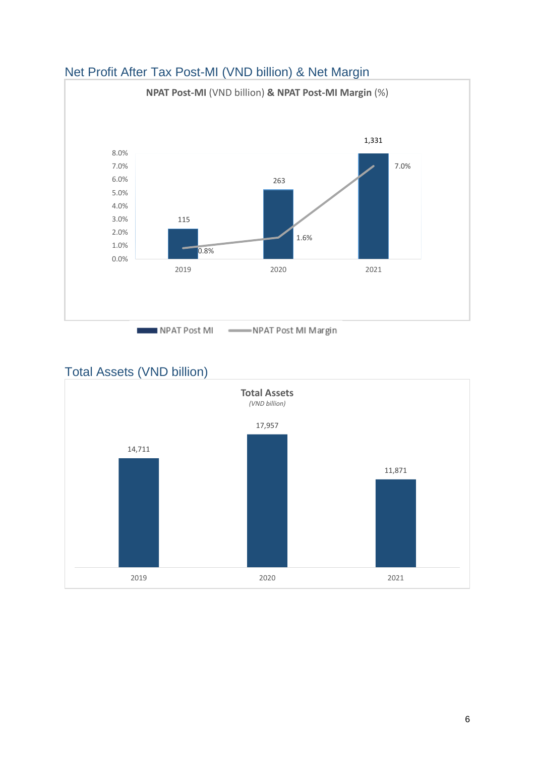## Net Profit After Tax Post-MI (VND billion) & Net Margin

**NPAT Post-MI** (VND billion) **& NPAT Post-MI Margin** (%)

| | 2019 | 2020 | 2021 |
|---|---|---|---|
| NPAT Post MI | 115 | 263 | 1,331 |
| NPAT Post MI Margin | 0.8% | 1.6% | 7.0% |

## Total Assets (VND billion)

**Total Assets**
*(VND billion)*

| 2019 | 2020 | 2021 |
|---|---|---|
| 14,711 | 17,957 | 11,871 |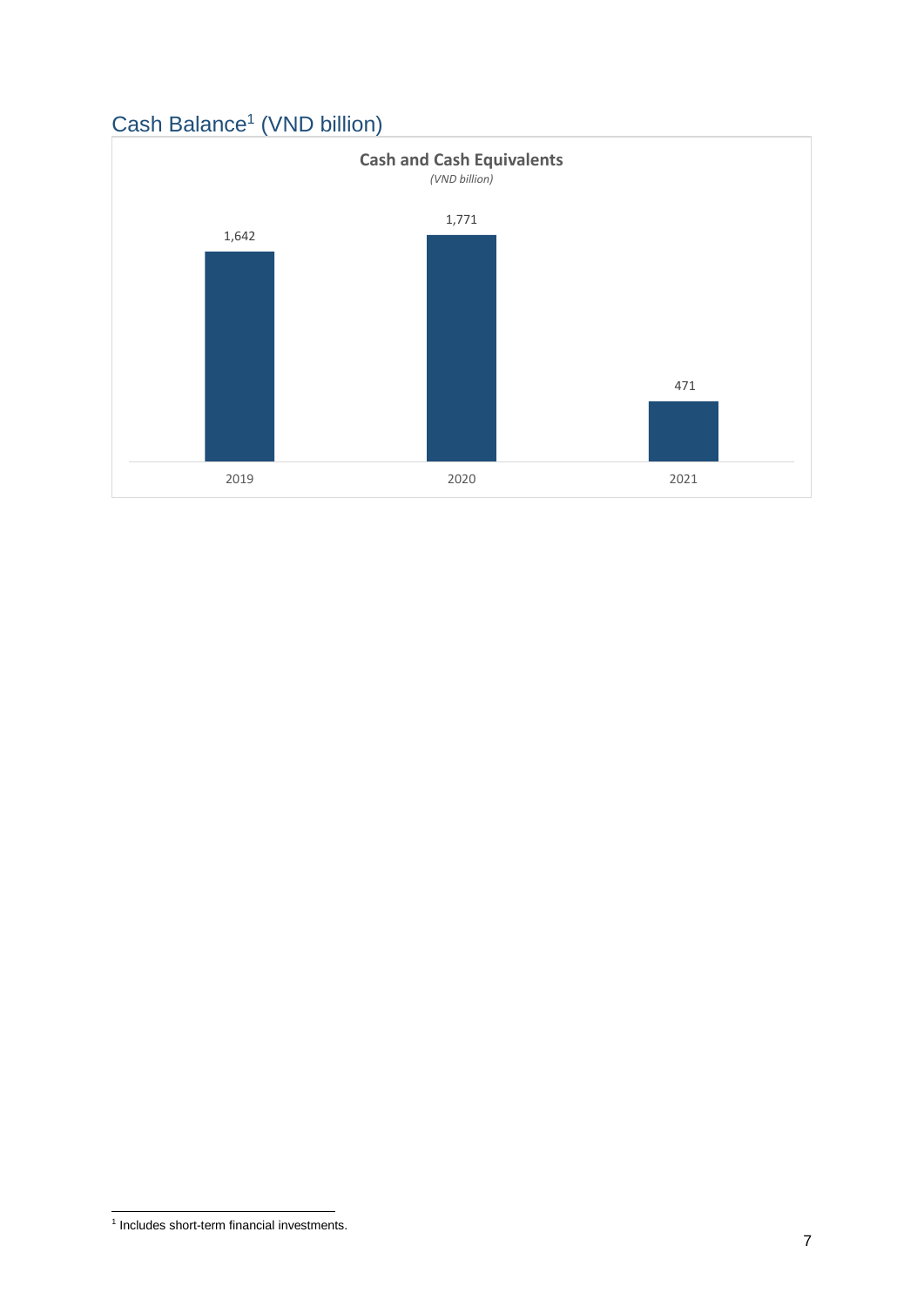## Cash Balance[1] (VND billion)

**Cash and Cash Equivalents**

*(VND billion)*

| Year | Value |
|---|---|
| 2019 | 1,642 |
| 2020 | 1,771 |
| 2021 | 471 |

[1] Includes short-term financial investments.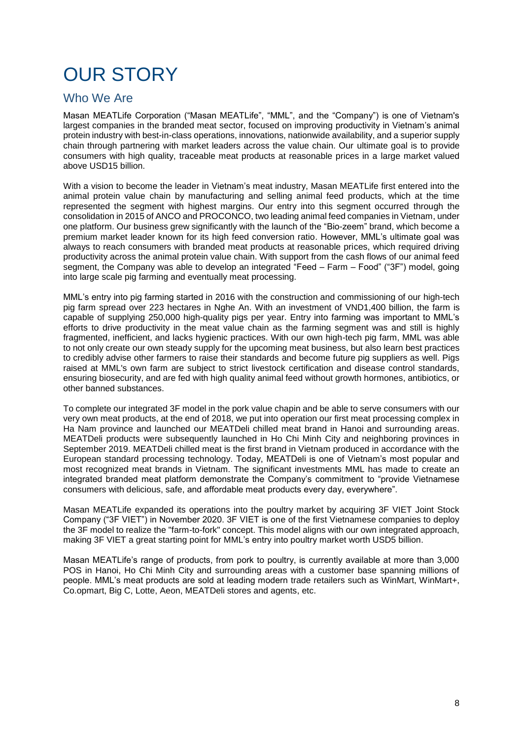# OUR STORY

## Who We Are

Masan MEATLife Corporation ("Masan MEATLife", "MML", and the "Company") is one of Vietnam's largest companies in the branded meat sector, focused on improving productivity in Vietnam's animal protein industry with best-in-class operations, innovations, nationwide availability, and a superior supply chain through partnering with market leaders across the value chain. Our ultimate goal is to provide consumers with high quality, traceable meat products at reasonable prices in a large market valued above USD15 billion.

With a vision to become the leader in Vietnam's meat industry, Masan MEATLife first entered into the animal protein value chain by manufacturing and selling animal feed products, which at the time represented the segment with highest margins. Our entry into this segment occurred through the consolidation in 2015 of ANCO and PROCONCO, two leading animal feed companies in Vietnam, under one platform. Our business grew significantly with the launch of the "Bio-zeem" brand, which become a premium market leader known for its high feed conversion ratio. However, MML's ultimate goal was always to reach consumers with branded meat products at reasonable prices, which required driving productivity across the animal protein value chain. With support from the cash flows of our animal feed segment, the Company was able to develop an integrated "Feed – Farm – Food" ("3F") model, going into large scale pig farming and eventually meat processing.

MML's entry into pig farming started in 2016 with the construction and commissioning of our high-tech pig farm spread over 223 hectares in Nghe An. With an investment of VND1,400 billion, the farm is capable of supplying 250,000 high-quality pigs per year. Entry into farming was important to MML's efforts to drive productivity in the meat value chain as the farming segment was and still is highly fragmented, inefficient, and lacks hygienic practices. With our own high-tech pig farm, MML was able to not only create our own steady supply for the upcoming meat business, but also learn best practices to credibly advise other farmers to raise their standards and become future pig suppliers as well. Pigs raised at MML's own farm are subject to strict livestock certification and disease control standards, ensuring biosecurity, and are fed with high quality animal feed without growth hormones, antibiotics, or other banned substances.

To complete our integrated 3F model in the pork value chapin and be able to serve consumers with our very own meat products, at the end of 2018, we put into operation our first meat processing complex in Ha Nam province and launched our MEATDeli chilled meat brand in Hanoi and surrounding areas. MEATDeli products were subsequently launched in Ho Chi Minh City and neighboring provinces in September 2019. MEATDeli chilled meat is the first brand in Vietnam produced in accordance with the European standard processing technology. Today, MEATDeli is one of Vietnam's most popular and most recognized meat brands in Vietnam. The significant investments MML has made to create an integrated branded meat platform demonstrate the Company's commitment to "provide Vietnamese consumers with delicious, safe, and affordable meat products every day, everywhere".

Masan MEATLife expanded its operations into the poultry market by acquiring 3F VIET Joint Stock Company ("3F VIET") in November 2020. 3F VIET is one of the first Vietnamese companies to deploy the 3F model to realize the "farm-to-fork" concept. This model aligns with our own integrated approach, making 3F VIET a great starting point for MML's entry into poultry market worth USD5 billion.

Masan MEATLife's range of products, from pork to poultry, is currently available at more than 3,000 POS in Hanoi, Ho Chi Minh City and surrounding areas with a customer base spanning millions of people. MML's meat products are sold at leading modern trade retailers such as WinMart, WinMart+, Co.opmart, Big C, Lotte, Aeon, MEATDeli stores and agents, etc.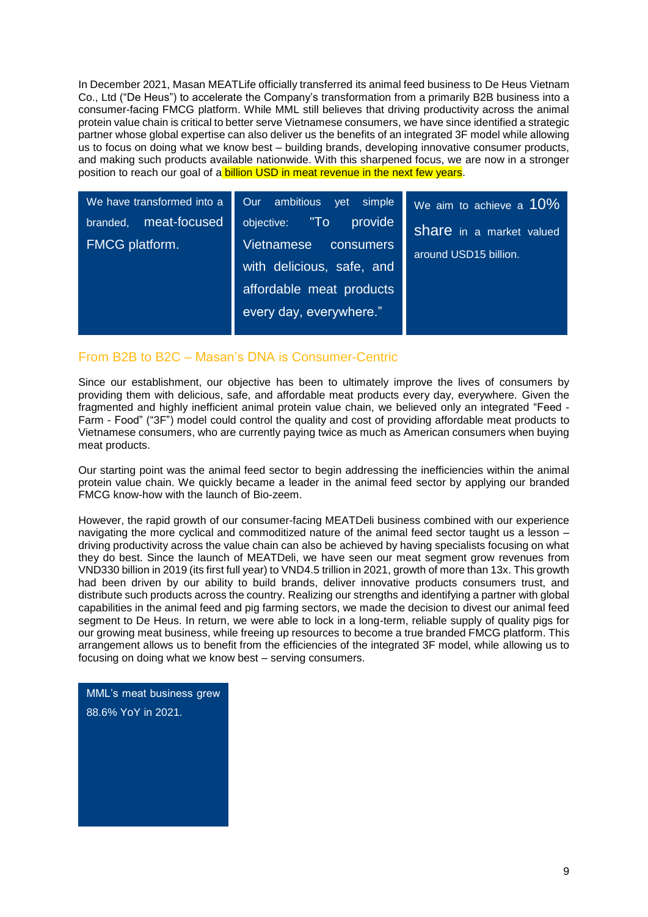In December 2021, Masan MEATLife officially transferred its animal feed business to De Heus Vietnam Co., Ltd ("De Heus") to accelerate the Company's transformation from a primarily B2B business into a consumer-facing FMCG platform. While MML still believes that driving productivity across the animal protein value chain is critical to better serve Vietnamese consumers, we have since identified a strategic partner whose global expertise can also deliver us the benefits of an integrated 3F model while allowing us to focus on doing what we know best – building brands, developing innovative consumer products, and making such products available nationwide. With this sharpened focus, we are now in a stronger position to reach our goal of a billion USD in meat revenue in the next few years.

We have transformed into a branded, meat-focused FMCG platform.

Our ambitious yet simple objective: "To provide Vietnamese consumers with delicious, safe, and affordable meat products every day, everywhere."

We aim to achieve a 10% share in a market valued around USD15 billion.

## From B2B to B2C – Masan's DNA is Consumer-Centric

Since our establishment, our objective has been to ultimately improve the lives of consumers by providing them with delicious, safe, and affordable meat products every day, everywhere. Given the fragmented and highly inefficient animal protein value chain, we believed only an integrated "Feed - Farm - Food" ("3F") model could control the quality and cost of providing affordable meat products to Vietnamese consumers, who are currently paying twice as much as American consumers when buying meat products.

Our starting point was the animal feed sector to begin addressing the inefficiencies within the animal protein value chain. We quickly became a leader in the animal feed sector by applying our branded FMCG know-how with the launch of Bio-zeem.

However, the rapid growth of our consumer-facing MEATDeli business combined with our experience navigating the more cyclical and commoditized nature of the animal feed sector taught us a lesson – driving productivity across the value chain can also be achieved by having specialists focusing on what they do best. Since the launch of MEATDeli, we have seen our meat segment grow revenues from VND330 billion in 2019 (its first full year) to VND4.5 trillion in 2021, growth of more than 13x. This growth had been driven by our ability to build brands, deliver innovative products consumers trust, and distribute such products across the country. Realizing our strengths and identifying a partner with global capabilities in the animal feed and pig farming sectors, we made the decision to divest our animal feed segment to De Heus. In return, we were able to lock in a long-term, reliable supply of quality pigs for our growing meat business, while freeing up resources to become a true branded FMCG platform. This arrangement allows us to benefit from the efficiencies of the integrated 3F model, while allowing us to focusing on doing what we know best – serving consumers.

MML's meat business grew 88.6% YoY in 2021.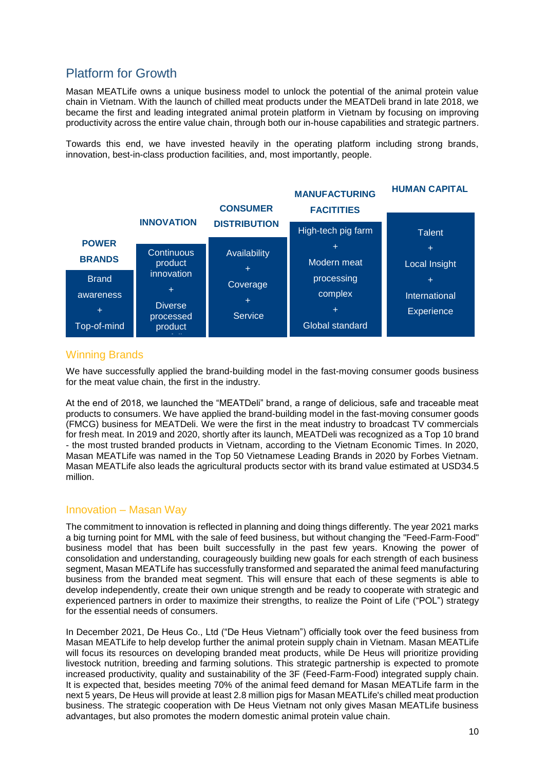## Platform for Growth

Masan MEATLife owns a unique business model to unlock the potential of the animal protein value chain in Vietnam. With the launch of chilled meat products under the MEATDeli brand in late 2018, we became the first and leading integrated animal protein platform in Vietnam by focusing on improving productivity across the entire value chain, through both our in-house capabilities and strategic partners.

Towards this end, we have invested heavily in the operating platform including strong brands, innovation, best-in-class production facilities, and, most importantly, people.

| POWER BRANDS | INNOVATION | CONSUMER DISTRIBUTION | MANUFACTURING FACITITIES | HUMAN CAPITAL |
|---|---|---|---|---|
| Brand awareness + Top-of-mind | Continuous product innovation + Diverse processed product | Availability + Coverage + Service | High-tech pig farm + Modern meat processing complex + Global standard | Talent + Local Insight + International Experience |

### Winning Brands

We have successfully applied the brand-building model in the fast-moving consumer goods business for the meat value chain, the first in the industry.

At the end of 2018, we launched the "MEATDeli" brand, a range of delicious, safe and traceable meat products to consumers. We have applied the brand-building model in the fast-moving consumer goods (FMCG) business for MEATDeli. We were the first in the meat industry to broadcast TV commercials for fresh meat. In 2019 and 2020, shortly after its launch, MEATDeli was recognized as a Top 10 brand - the most trusted branded products in Vietnam, according to the Vietnam Economic Times. In 2020, Masan MEATLife was named in the Top 50 Vietnamese Leading Brands in 2020 by Forbes Vietnam. Masan MEATLife also leads the agricultural products sector with its brand value estimated at USD34.5 million.

### Innovation – Masan Way

The commitment to innovation is reflected in planning and doing things differently. The year 2021 marks a big turning point for MML with the sale of feed business, but without changing the "Feed-Farm-Food" business model that has been built successfully in the past few years. Knowing the power of consolidation and understanding, courageously building new goals for each strength of each business segment, Masan MEATLife has successfully transformed and separated the animal feed manufacturing business from the branded meat segment. This will ensure that each of these segments is able to develop independently, create their own unique strength and be ready to cooperate with strategic and experienced partners in order to maximize their strengths, to realize the Point of Life ("POL") strategy for the essential needs of consumers.

In December 2021, De Heus Co., Ltd ("De Heus Vietnam") officially took over the feed business from Masan MEATLife to help develop further the animal protein supply chain in Vietnam. Masan MEATLife will focus its resources on developing branded meat products, while De Heus will prioritize providing livestock nutrition, breeding and farming solutions. This strategic partnership is expected to promote increased productivity, quality and sustainability of the 3F (Feed-Farm-Food) integrated supply chain. It is expected that, besides meeting 70% of the animal feed demand for Masan MEATLife farm in the next 5 years, De Heus will provide at least 2.8 million pigs for Masan MEATLife's chilled meat production business. The strategic cooperation with De Heus Vietnam not only gives Masan MEATLife business advantages, but also promotes the modern domestic animal protein value chain.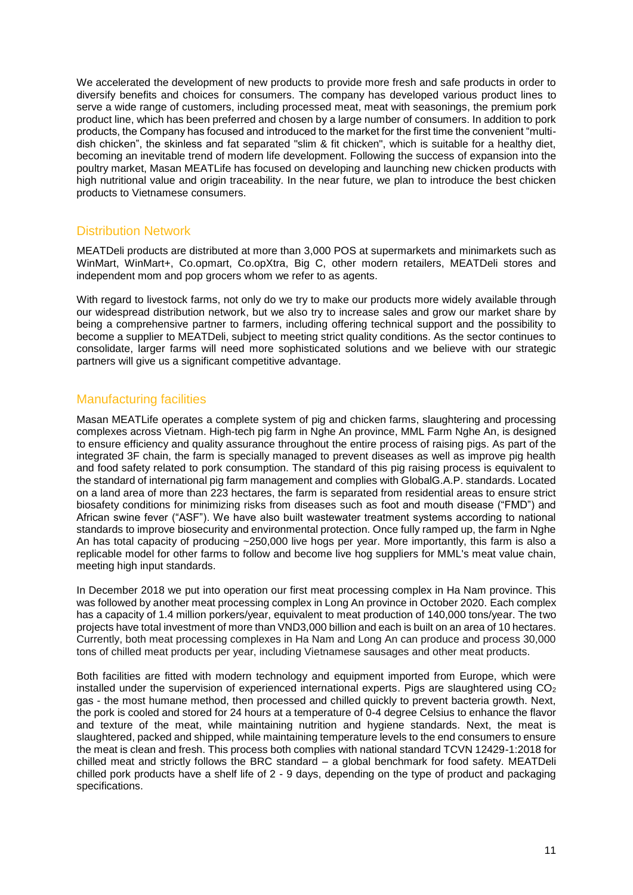We accelerated the development of new products to provide more fresh and safe products in order to diversify benefits and choices for consumers. The company has developed various product lines to serve a wide range of customers, including processed meat, meat with seasonings, the premium pork product line, which has been preferred and chosen by a large number of consumers. In addition to pork products, the Company has focused and introduced to the market for the first time the convenient "multi-dish chicken", the skinless and fat separated "slim & fit chicken", which is suitable for a healthy diet, becoming an inevitable trend of modern life development. Following the success of expansion into the poultry market, Masan MEATLife has focused on developing and launching new chicken products with high nutritional value and origin traceability. In the near future, we plan to introduce the best chicken products to Vietnamese consumers.

## Distribution Network

MEATDeli products are distributed at more than 3,000 POS at supermarkets and minimarkets such as WinMart, WinMart+, Co.opmart, Co.opXtra, Big C, other modern retailers, MEATDeli stores and independent mom and pop grocers whom we refer to as agents.

With regard to livestock farms, not only do we try to make our products more widely available through our widespread distribution network, but we also try to increase sales and grow our market share by being a comprehensive partner to farmers, including offering technical support and the possibility to become a supplier to MEATDeli, subject to meeting strict quality conditions. As the sector continues to consolidate, larger farms will need more sophisticated solutions and we believe with our strategic partners will give us a significant competitive advantage.

## Manufacturing facilities

Masan MEATLife operates a complete system of pig and chicken farms, slaughtering and processing complexes across Vietnam. High-tech pig farm in Nghe An province, MML Farm Nghe An, is designed to ensure efficiency and quality assurance throughout the entire process of raising pigs. As part of the integrated 3F chain, the farm is specially managed to prevent diseases as well as improve pig health and food safety related to pork consumption. The standard of this pig raising process is equivalent to the standard of international pig farm management and complies with GlobalG.A.P. standards. Located on a land area of more than 223 hectares, the farm is separated from residential areas to ensure strict biosafety conditions for minimizing risks from diseases such as foot and mouth disease ("FMD") and African swine fever ("ASF"). We have also built wastewater treatment systems according to national standards to improve biosecurity and environmental protection. Once fully ramped up, the farm in Nghe An has total capacity of producing ~250,000 live hogs per year. More importantly, this farm is also a replicable model for other farms to follow and become live hog suppliers for MML's meat value chain, meeting high input standards.

In December 2018 we put into operation our first meat processing complex in Ha Nam province. This was followed by another meat processing complex in Long An province in October 2020. Each complex has a capacity of 1.4 million porkers/year, equivalent to meat production of 140,000 tons/year. The two projects have total investment of more than VND3,000 billion and each is built on an area of 10 hectares. Currently, both meat processing complexes in Ha Nam and Long An can produce and process 30,000 tons of chilled meat products per year, including Vietnamese sausages and other meat products.

Both facilities are fitted with modern technology and equipment imported from Europe, which were installed under the supervision of experienced international experts. Pigs are slaughtered using $CO_2$ gas - the most humane method, then processed and chilled quickly to prevent bacteria growth. Next, the pork is cooled and stored for 24 hours at a temperature of 0-4 degree Celsius to enhance the flavor and texture of the meat, while maintaining nutrition and hygiene standards. Next, the meat is slaughtered, packed and shipped, while maintaining temperature levels to the end consumers to ensure the meat is clean and fresh. This process both complies with national standard TCVN 12429-1:2018 for chilled meat and strictly follows the BRC standard – a global benchmark for food safety. MEATDeli chilled pork products have a shelf life of 2 - 9 days, depending on the type of product and packaging specifications.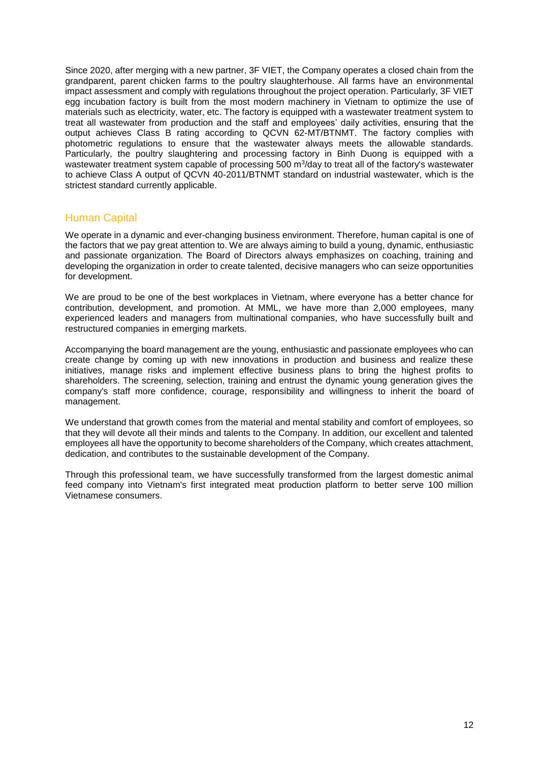Since 2020, after merging with a new partner, 3F VIET, the Company operates a closed chain from the grandparent, parent chicken farms to the poultry slaughterhouse. All farms have an environmental impact assessment and comply with regulations throughout the project operation. Particularly, 3F VIET egg incubation factory is built from the most modern machinery in Vietnam to optimize the use of materials such as electricity, water, etc. The factory is equipped with a wastewater treatment system to treat all wastewater from production and the staff and employees' daily activities, ensuring that the output achieves Class B rating according to QCVN 62-MT/BTNMT. The factory complies with photometric regulations to ensure that the wastewater always meets the allowable standards. Particularly, the poultry slaughtering and processing factory in Binh Duong is equipped with a wastewater treatment system capable of processing 500 $m^3$/day to treat all of the factory's wastewater to achieve Class A output of QCVN 40-2011/BTNMT standard on industrial wastewater, which is the strictest standard currently applicable.

## Human Capital

We operate in a dynamic and ever-changing business environment. Therefore, human capital is one of the factors that we pay great attention to. We are always aiming to build a young, dynamic, enthusiastic and passionate organization. The Board of Directors always emphasizes on coaching, training and developing the organization in order to create talented, decisive managers who can seize opportunities for development.

We are proud to be one of the best workplaces in Vietnam, where everyone has a better chance for contribution, development, and promotion. At MML, we have more than 2,000 employees, many experienced leaders and managers from multinational companies, who have successfully built and restructured companies in emerging markets.

Accompanying the board management are the young, enthusiastic and passionate employees who can create change by coming up with new innovations in production and business and realize these initiatives, manage risks and implement effective business plans to bring the highest profits to shareholders. The screening, selection, training and entrust the dynamic young generation gives the company's staff more confidence, courage, responsibility and willingness to inherit the board of management.

We understand that growth comes from the material and mental stability and comfort of employees, so that they will devote all their minds and talents to the Company. In addition, our excellent and talented employees all have the opportunity to become shareholders of the Company, which creates attachment, dedication, and contributes to the sustainable development of the Company.

Through this professional team, we have successfully transformed from the largest domestic animal feed company into Vietnam's first integrated meat production platform to better serve 100 million Vietnamese consumers.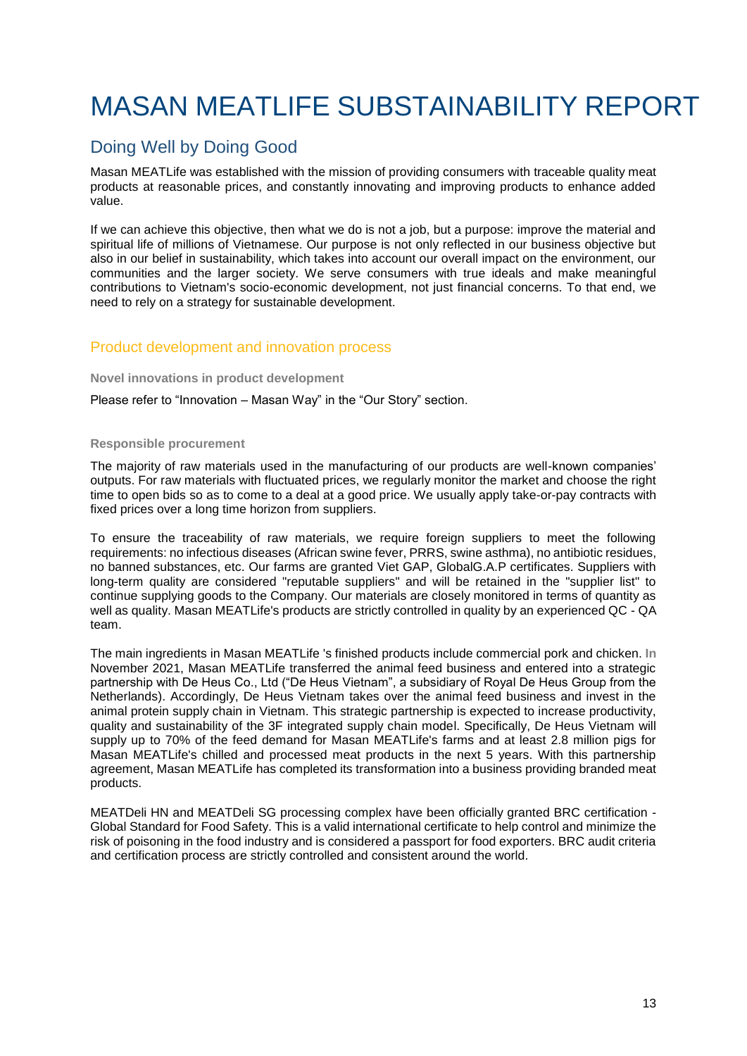# MASAN MEATLIFE SUBSTAINABILITY REPORT

## Doing Well by Doing Good

Masan MEATLife was established with the mission of providing consumers with traceable quality meat products at reasonable prices, and constantly innovating and improving products to enhance added value.

If we can achieve this objective, then what we do is not a job, but a purpose: improve the material and spiritual life of millions of Vietnamese. Our purpose is not only reflected in our business objective but also in our belief in sustainability, which takes into account our overall impact on the environment, our communities and the larger society. We serve consumers with true ideals and make meaningful contributions to Vietnam's socio-economic development, not just financial concerns. To that end, we need to rely on a strategy for sustainable development.

### Product development and innovation process

**Novel innovations in product development**

Please refer to "Innovation – Masan Way" in the "Our Story" section.

**Responsible procurement**

The majority of raw materials used in the manufacturing of our products are well-known companies' outputs. For raw materials with fluctuated prices, we regularly monitor the market and choose the right time to open bids so as to come to a deal at a good price. We usually apply take-or-pay contracts with fixed prices over a long time horizon from suppliers.

To ensure the traceability of raw materials, we require foreign suppliers to meet the following requirements: no infectious diseases (African swine fever, PRRS, swine asthma), no antibiotic residues, no banned substances, etc. Our farms are granted Viet GAP, GlobalG.A.P certificates. Suppliers with long-term quality are considered "reputable suppliers" and will be retained in the "supplier list" to continue supplying goods to the Company. Our materials are closely monitored in terms of quantity as well as quality. Masan MEATLife's products are strictly controlled in quality by an experienced QC - QA team.

The main ingredients in Masan MEATLife 's finished products include commercial pork and chicken. In November 2021, Masan MEATLife transferred the animal feed business and entered into a strategic partnership with De Heus Co., Ltd ("De Heus Vietnam", a subsidiary of Royal De Heus Group from the Netherlands). Accordingly, De Heus Vietnam takes over the animal feed business and invest in the animal protein supply chain in Vietnam. This strategic partnership is expected to increase productivity, quality and sustainability of the 3F integrated supply chain model. Specifically, De Heus Vietnam will supply up to 70% of the feed demand for Masan MEATLife's farms and at least 2.8 million pigs for Masan MEATLife's chilled and processed meat products in the next 5 years. With this partnership agreement, Masan MEATLife has completed its transformation into a business providing branded meat products.

MEATDeli HN and MEATDeli SG processing complex have been officially granted BRC certification - Global Standard for Food Safety. This is a valid international certificate to help control and minimize the risk of poisoning in the food industry and is considered a passport for food exporters. BRC audit criteria and certification process are strictly controlled and consistent around the world.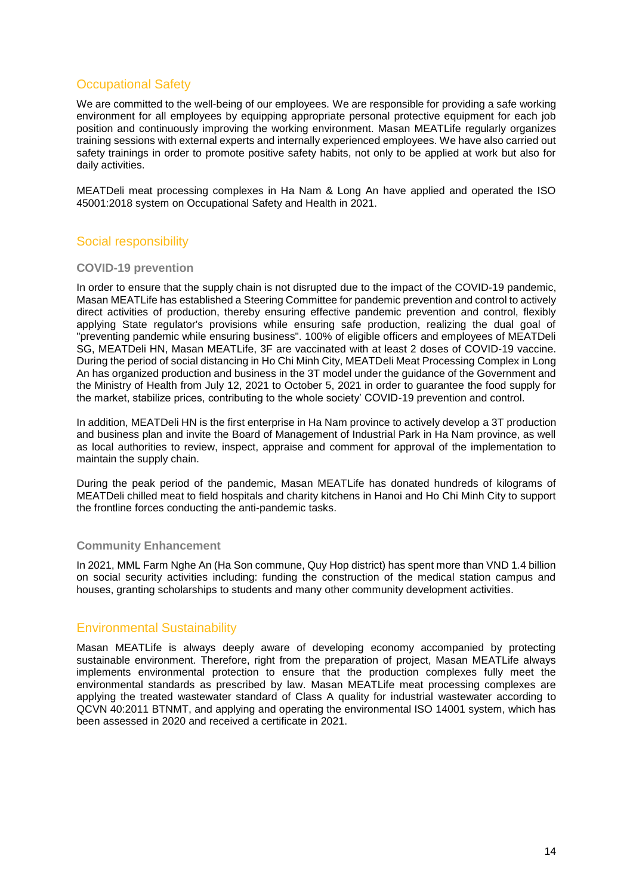## Occupational Safety

We are committed to the well-being of our employees. We are responsible for providing a safe working environment for all employees by equipping appropriate personal protective equipment for each job position and continuously improving the working environment. Masan MEATLife regularly organizes training sessions with external experts and internally experienced employees. We have also carried out safety trainings in order to promote positive safety habits, not only to be applied at work but also for daily activities.

MEATDeli meat processing complexes in Ha Nam & Long An have applied and operated the ISO 45001:2018 system on Occupational Safety and Health in 2021.

## Social responsibility

### COVID-19 prevention

In order to ensure that the supply chain is not disrupted due to the impact of the COVID-19 pandemic, Masan MEATLife has established a Steering Committee for pandemic prevention and control to actively direct activities of production, thereby ensuring effective pandemic prevention and control, flexibly applying State regulator's provisions while ensuring safe production, realizing the dual goal of "preventing pandemic while ensuring business". 100% of eligible officers and employees of MEATDeli SG, MEATDeli HN, Masan MEATLife, 3F are vaccinated with at least 2 doses of COVID-19 vaccine. During the period of social distancing in Ho Chi Minh City, MEATDeli Meat Processing Complex in Long An has organized production and business in the 3T model under the guidance of the Government and the Ministry of Health from July 12, 2021 to October 5, 2021 in order to guarantee the food supply for the market, stabilize prices, contributing to the whole society' COVID-19 prevention and control.

In addition, MEATDeli HN is the first enterprise in Ha Nam province to actively develop a 3T production and business plan and invite the Board of Management of Industrial Park in Ha Nam province, as well as local authorities to review, inspect, appraise and comment for approval of the implementation to maintain the supply chain.

During the peak period of the pandemic, Masan MEATLife has donated hundreds of kilograms of MEATDeli chilled meat to field hospitals and charity kitchens in Hanoi and Ho Chi Minh City to support the frontline forces conducting the anti-pandemic tasks.

### Community Enhancement

In 2021, MML Farm Nghe An (Ha Son commune, Quy Hop district) has spent more than VND 1.4 billion on social security activities including: funding the construction of the medical station campus and houses, granting scholarships to students and many other community development activities.

## Environmental Sustainability

Masan MEATLife is always deeply aware of developing economy accompanied by protecting sustainable environment. Therefore, right from the preparation of project, Masan MEATLife always implements environmental protection to ensure that the production complexes fully meet the environmental standards as prescribed by law. Masan MEATLife meat processing complexes are applying the treated wastewater standard of Class A quality for industrial wastewater according to QCVN 40:2011 BTNMT, and applying and operating the environmental ISO 14001 system, which has been assessed in 2020 and received a certificate in 2021.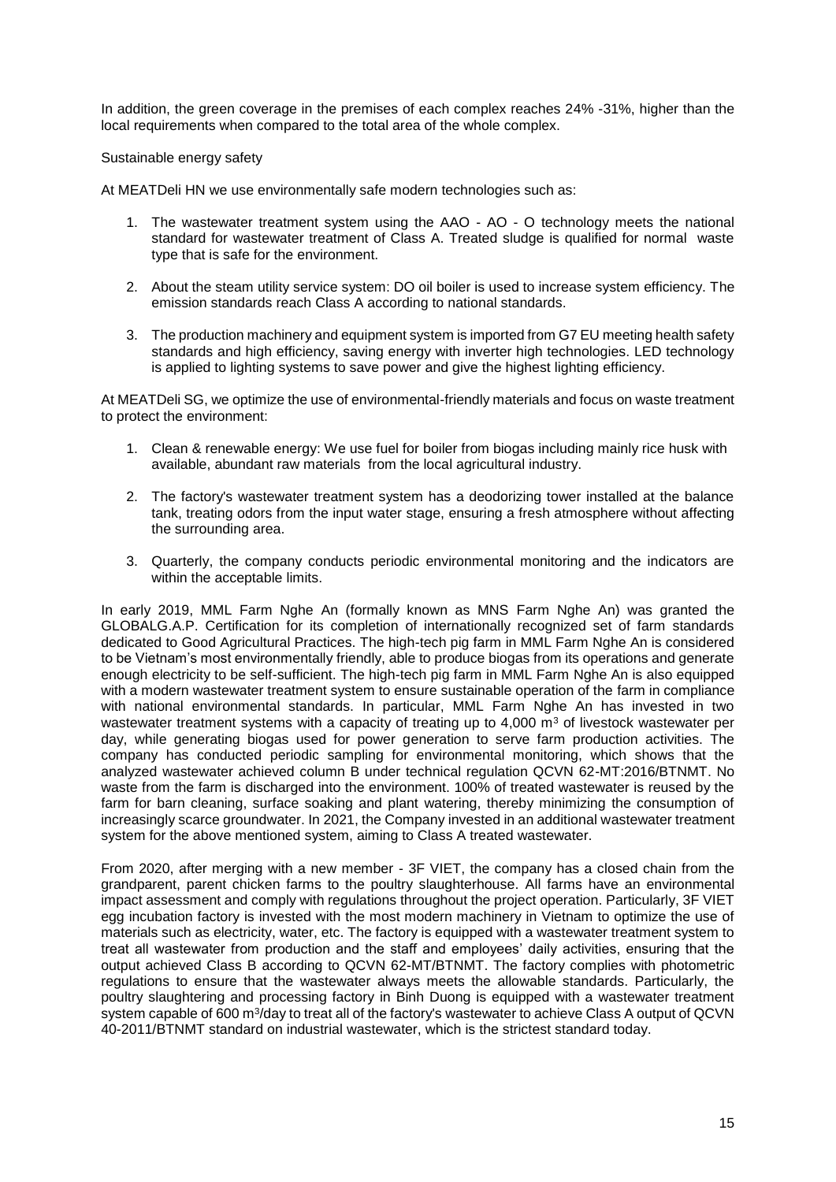In addition, the green coverage in the premises of each complex reaches 24% -31%, higher than the local requirements when compared to the total area of the whole complex.

Sustainable energy safety

At MEATDeli HN we use environmentally safe modern technologies such as:

1. The wastewater treatment system using the AAO - AO - O technology meets the national standard for wastewater treatment of Class A. Treated sludge is qualified for normal waste type that is safe for the environment.

2. About the steam utility service system: DO oil boiler is used to increase system efficiency. The emission standards reach Class A according to national standards.

3. The production machinery and equipment system is imported from G7 EU meeting health safety standards and high efficiency, saving energy with inverter high technologies. LED technology is applied to lighting systems to save power and give the highest lighting efficiency.

At MEATDeli SG, we optimize the use of environmental-friendly materials and focus on waste treatment to protect the environment:

1. Clean & renewable energy: We use fuel for boiler from biogas including mainly rice husk with available, abundant raw materials from the local agricultural industry.

2. The factory's wastewater treatment system has a deodorizing tower installed at the balance tank, treating odors from the input water stage, ensuring a fresh atmosphere without affecting the surrounding area.

3. Quarterly, the company conducts periodic environmental monitoring and the indicators are within the acceptable limits.

In early 2019, MML Farm Nghe An (formally known as MNS Farm Nghe An) was granted the GLOBALG.A.P. Certification for its completion of internationally recognized set of farm standards dedicated to Good Agricultural Practices. The high-tech pig farm in MML Farm Nghe An is considered to be Vietnam's most environmentally friendly, able to produce biogas from its operations and generate enough electricity to be self-sufficient. The high-tech pig farm in MML Farm Nghe An is also equipped with a modern wastewater treatment system to ensure sustainable operation of the farm in compliance with national environmental standards. In particular, MML Farm Nghe An has invested in two wastewater treatment systems with a capacity of treating up to 4,000 $m^3$ of livestock wastewater per day, while generating biogas used for power generation to serve farm production activities. The company has conducted periodic sampling for environmental monitoring, which shows that the analyzed wastewater achieved column B under technical regulation QCVN 62-MT:2016/BTNMT. No waste from the farm is discharged into the environment. 100% of treated wastewater is reused by the farm for barn cleaning, surface soaking and plant watering, thereby minimizing the consumption of increasingly scarce groundwater. In 2021, the Company invested in an additional wastewater treatment system for the above mentioned system, aiming to Class A treated wastewater.

From 2020, after merging with a new member - 3F VIET, the company has a closed chain from the grandparent, parent chicken farms to the poultry slaughterhouse. All farms have an environmental impact assessment and comply with regulations throughout the project operation. Particularly, 3F VIET egg incubation factory is invested with the most modern machinery in Vietnam to optimize the use of materials such as electricity, water, etc. The factory is equipped with a wastewater treatment system to treat all wastewater from production and the staff and employees' daily activities, ensuring that the output achieved Class B according to QCVN 62-MT/BTNMT. The factory complies with photometric regulations to ensure that the wastewater always meets the allowable standards. Particularly, the poultry slaughtering and processing factory in Binh Duong is equipped with a wastewater treatment system capable of 600 $m^3$/day to treat all of the factory's wastewater to achieve Class A output of QCVN 40-2011/BTNMT standard on industrial wastewater, which is the strictest standard today.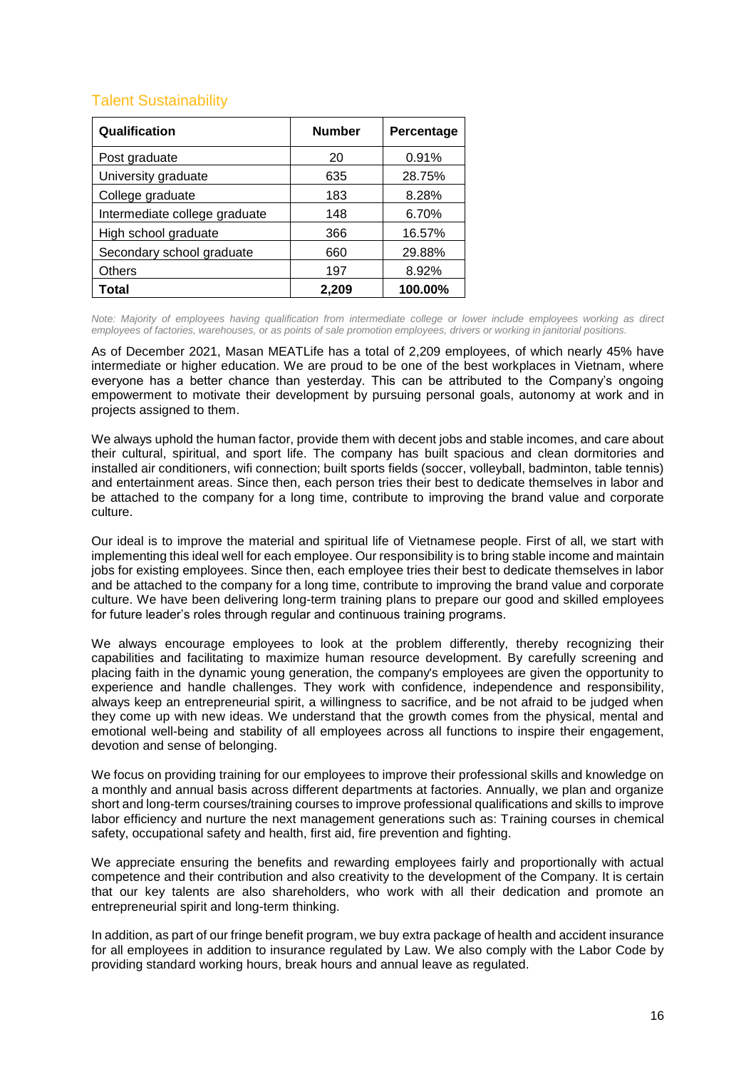## Talent Sustainability

| **Qualification** | **Number** | **Percentage** |
|---|---|---|
| Post graduate | 20 | 0.91% |
| University graduate | 635 | 28.75% |
| College graduate | 183 | 8.28% |
| Intermediate college graduate | 148 | 6.70% |
| High school graduate | 366 | 16.57% |
| Secondary school graduate | 660 | 29.88% |
| Others | 197 | 8.92% |
| **Total** | **2,209** | **100.00%** |

*Note: Majority of employees having qualification from intermediate college or lower include employees working as direct employees of factories, warehouses, or as points of sale promotion employees, drivers or working in janitorial positions.*

As of December 2021, Masan MEATLife has a total of 2,209 employees, of which nearly 45% have intermediate or higher education. We are proud to be one of the best workplaces in Vietnam, where everyone has a better chance than yesterday. This can be attributed to the Company's ongoing empowerment to motivate their development by pursuing personal goals, autonomy at work and in projects assigned to them.

We always uphold the human factor, provide them with decent jobs and stable incomes, and care about their cultural, spiritual, and sport life. The company has built spacious and clean dormitories and installed air conditioners, wifi connection; built sports fields (soccer, volleyball, badminton, table tennis) and entertainment areas. Since then, each person tries their best to dedicate themselves in labor and be attached to the company for a long time, contribute to improving the brand value and corporate culture.

Our ideal is to improve the material and spiritual life of Vietnamese people. First of all, we start with implementing this ideal well for each employee. Our responsibility is to bring stable income and maintain jobs for existing employees. Since then, each employee tries their best to dedicate themselves in labor and be attached to the company for a long time, contribute to improving the brand value and corporate culture. We have been delivering long-term training plans to prepare our good and skilled employees for future leader's roles through regular and continuous training programs.

We always encourage employees to look at the problem differently, thereby recognizing their capabilities and facilitating to maximize human resource development. By carefully screening and placing faith in the dynamic young generation, the company's employees are given the opportunity to experience and handle challenges. They work with confidence, independence and responsibility, always keep an entrepreneurial spirit, a willingness to sacrifice, and be not afraid to be judged when they come up with new ideas. We understand that the growth comes from the physical, mental and emotional well-being and stability of all employees across all functions to inspire their engagement, devotion and sense of belonging.

We focus on providing training for our employees to improve their professional skills and knowledge on a monthly and annual basis across different departments at factories. Annually, we plan and organize short and long-term courses/training courses to improve professional qualifications and skills to improve labor efficiency and nurture the next management generations such as: Training courses in chemical safety, occupational safety and health, first aid, fire prevention and fighting.

We appreciate ensuring the benefits and rewarding employees fairly and proportionally with actual competence and their contribution and also creativity to the development of the Company. It is certain that our key talents are also shareholders, who work with all their dedication and promote an entrepreneurial spirit and long-term thinking.

In addition, as part of our fringe benefit program, we buy extra package of health and accident insurance for all employees in addition to insurance regulated by Law. We also comply with the Labor Code by providing standard working hours, break hours and annual leave as regulated.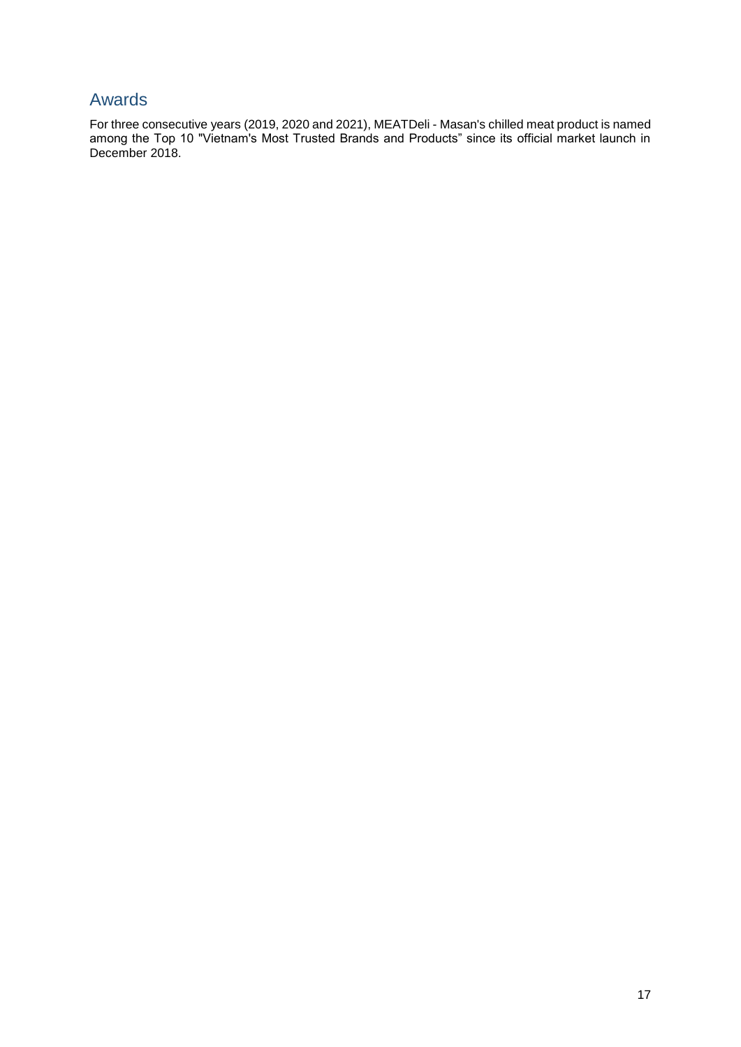## Awards

For three consecutive years (2019, 2020 and 2021), MEATDeli - Masan's chilled meat product is named among the Top 10 "Vietnam's Most Trusted Brands and Products" since its official market launch in December 2018.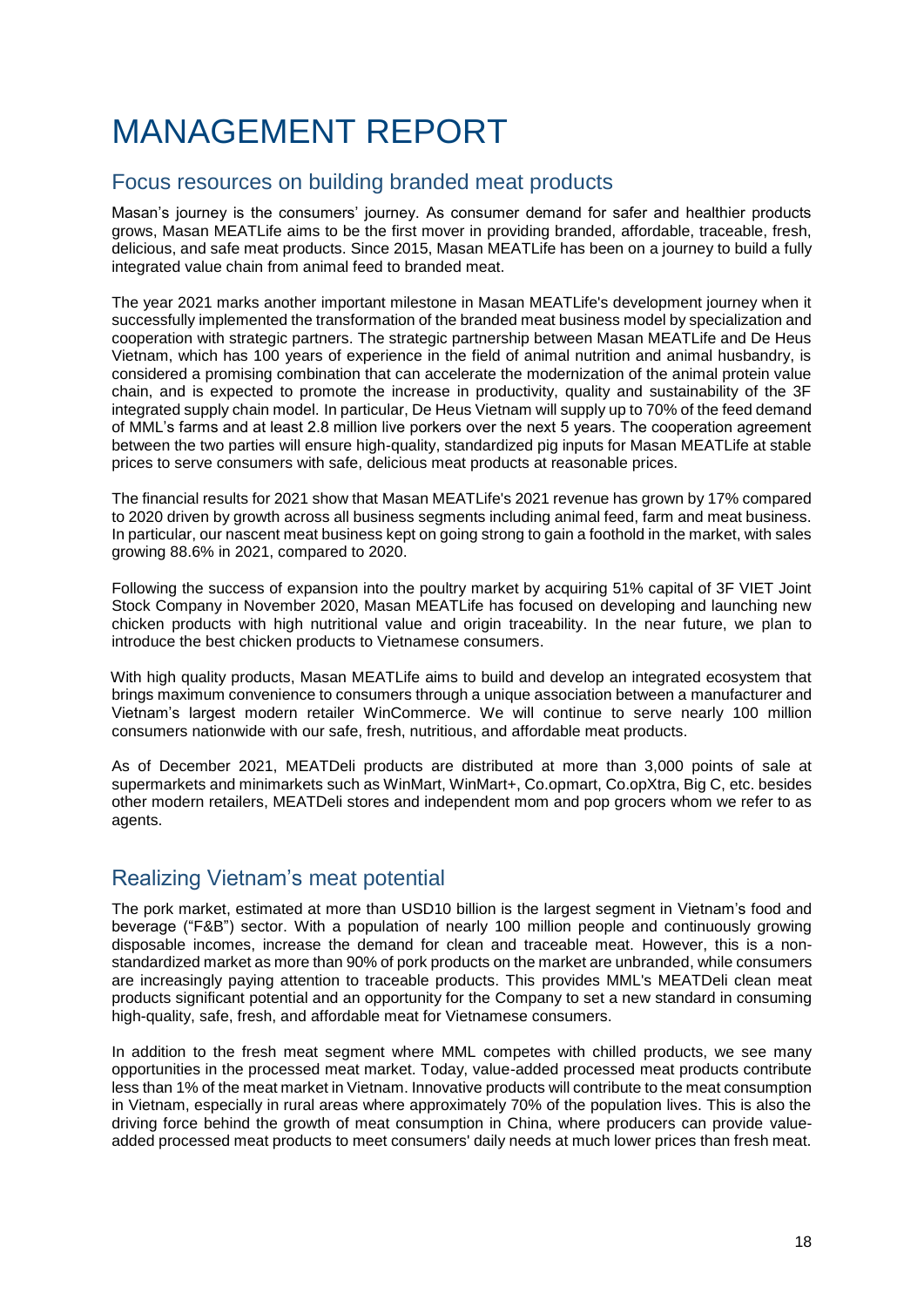# MANAGEMENT REPORT

## Focus resources on building branded meat products

Masan's journey is the consumers' journey. As consumer demand for safer and healthier products grows, Masan MEATLife aims to be the first mover in providing branded, affordable, traceable, fresh, delicious, and safe meat products. Since 2015, Masan MEATLife has been on a journey to build a fully integrated value chain from animal feed to branded meat.

The year 2021 marks another important milestone in Masan MEATLife's development journey when it successfully implemented the transformation of the branded meat business model by specialization and cooperation with strategic partners. The strategic partnership between Masan MEATLife and De Heus Vietnam, which has 100 years of experience in the field of animal nutrition and animal husbandry, is considered a promising combination that can accelerate the modernization of the animal protein value chain, and is expected to promote the increase in productivity, quality and sustainability of the 3F integrated supply chain model. In particular, De Heus Vietnam will supply up to 70% of the feed demand of MML's farms and at least 2.8 million live porkers over the next 5 years. The cooperation agreement between the two parties will ensure high-quality, standardized pig inputs for Masan MEATLife at stable prices to serve consumers with safe, delicious meat products at reasonable prices.

The financial results for 2021 show that Masan MEATLife's 2021 revenue has grown by 17% compared to 2020 driven by growth across all business segments including animal feed, farm and meat business. In particular, our nascent meat business kept on going strong to gain a foothold in the market, with sales growing 88.6% in 2021, compared to 2020.

Following the success of expansion into the poultry market by acquiring 51% capital of 3F VIET Joint Stock Company in November 2020, Masan MEATLife has focused on developing and launching new chicken products with high nutritional value and origin traceability. In the near future, we plan to introduce the best chicken products to Vietnamese consumers.

With high quality products, Masan MEATLife aims to build and develop an integrated ecosystem that brings maximum convenience to consumers through a unique association between a manufacturer and Vietnam's largest modern retailer WinCommerce. We will continue to serve nearly 100 million consumers nationwide with our safe, fresh, nutritious, and affordable meat products.

As of December 2021, MEATDeli products are distributed at more than 3,000 points of sale at supermarkets and minimarkets such as WinMart, WinMart+, Co.opmart, Co.opXtra, Big C, etc. besides other modern retailers, MEATDeli stores and independent mom and pop grocers whom we refer to as agents.

## Realizing Vietnam's meat potential

The pork market, estimated at more than USD10 billion is the largest segment in Vietnam's food and beverage ("F&B") sector. With a population of nearly 100 million people and continuously growing disposable incomes, increase the demand for clean and traceable meat. However, this is a non-standardized market as more than 90% of pork products on the market are unbranded, while consumers are increasingly paying attention to traceable products. This provides MML's MEATDeli clean meat products significant potential and an opportunity for the Company to set a new standard in consuming high-quality, safe, fresh, and affordable meat for Vietnamese consumers.

In addition to the fresh meat segment where MML competes with chilled products, we see many opportunities in the processed meat market. Today, value-added processed meat products contribute less than 1% of the meat market in Vietnam. Innovative products will contribute to the meat consumption in Vietnam, especially in rural areas where approximately 70% of the population lives. This is also the driving force behind the growth of meat consumption in China, where producers can provide value-added processed meat products to meet consumers' daily needs at much lower prices than fresh meat.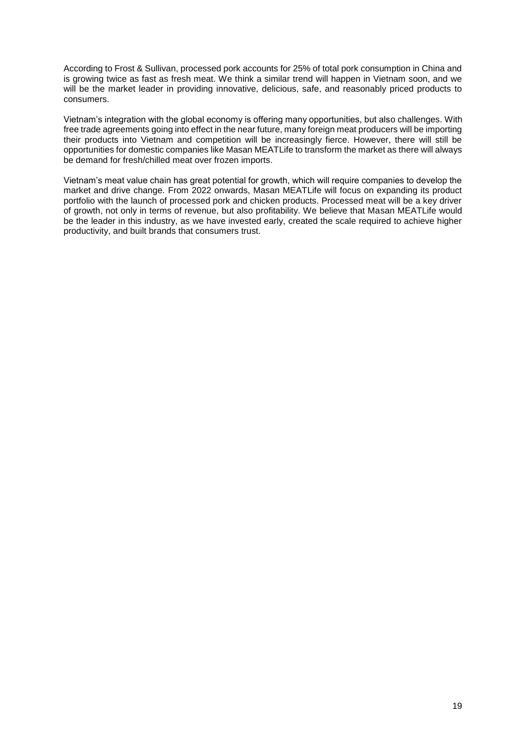According to Frost & Sullivan, processed pork accounts for 25% of total pork consumption in China and is growing twice as fast as fresh meat. We think a similar trend will happen in Vietnam soon, and we will be the market leader in providing innovative, delicious, safe, and reasonably priced products to consumers.

Vietnam's integration with the global economy is offering many opportunities, but also challenges. With free trade agreements going into effect in the near future, many foreign meat producers will be importing their products into Vietnam and competition will be increasingly fierce. However, there will still be opportunities for domestic companies like Masan MEATLife to transform the market as there will always be demand for fresh/chilled meat over frozen imports.

Vietnam's meat value chain has great potential for growth, which will require companies to develop the market and drive change. From 2022 onwards, Masan MEATLife will focus on expanding its product portfolio with the launch of processed pork and chicken products. Processed meat will be a key driver of growth, not only in terms of revenue, but also profitability. We believe that Masan MEATLife would be the leader in this industry, as we have invested early, created the scale required to achieve higher productivity, and built brands that consumers trust.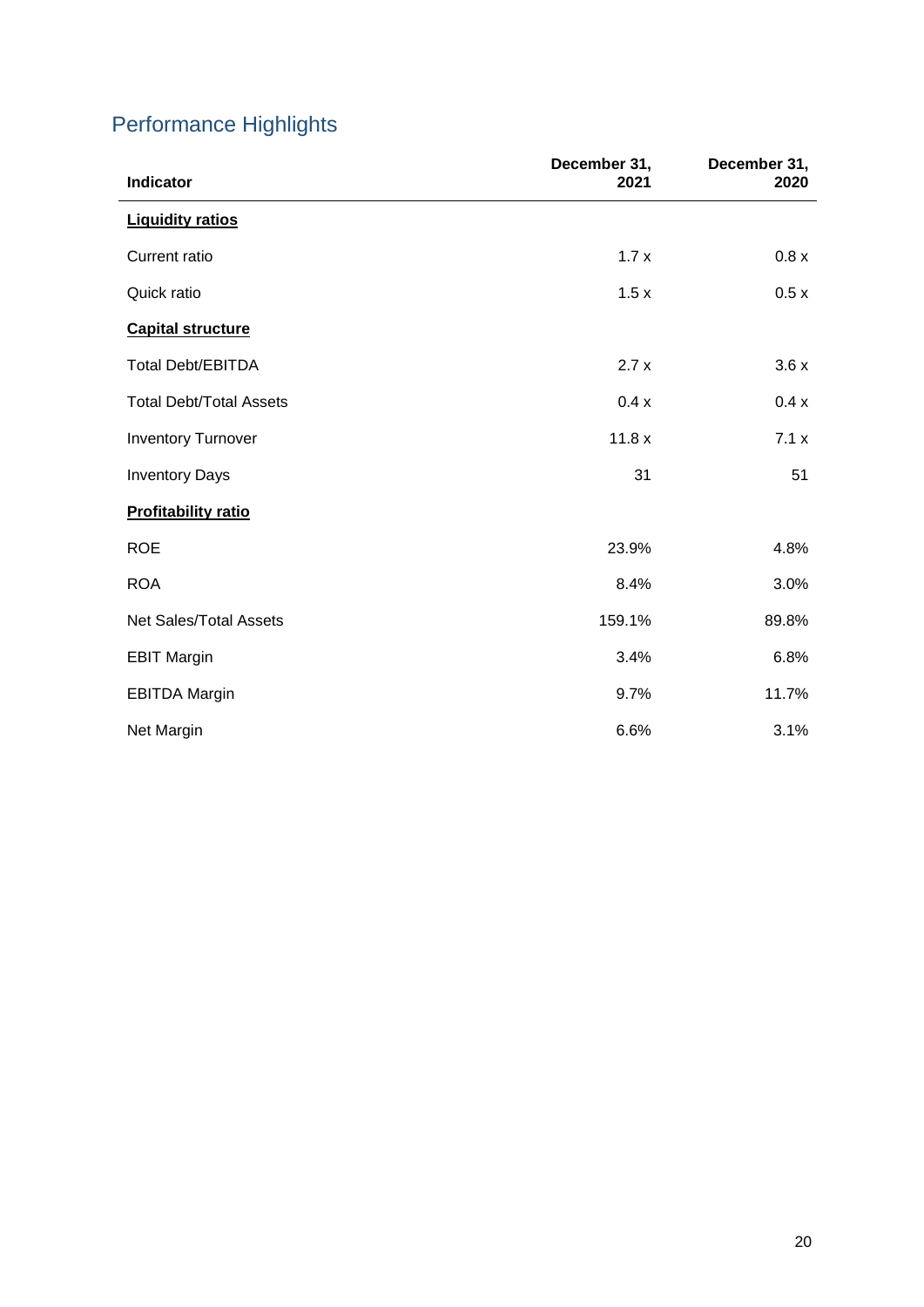## Performance Highlights

| Indicator | December 31, 2021 | December 31, 2020 |
|---|---|---|
| **Liquidity ratios** | | |
| Current ratio | 1.7 x | 0.8 x |
| Quick ratio | 1.5 x | 0.5 x |
| **Capital structure** | | |
| Total Debt/EBITDA | 2.7 x | 3.6 x |
| Total Debt/Total Assets | 0.4 x | 0.4 x |
| Inventory Turnover | 11.8 x | 7.1 x |
| Inventory Days | 31 | 51 |
| **Profitability ratio** | | |
| ROE | 23.9% | 4.8% |
| ROA | 8.4% | 3.0% |
| Net Sales/Total Assets | 159.1% | 89.8% |
| EBIT Margin | 3.4% | 6.8% |
| EBITDA Margin | 9.7% | 11.7% |
| Net Margin | 6.6% | 3.1% |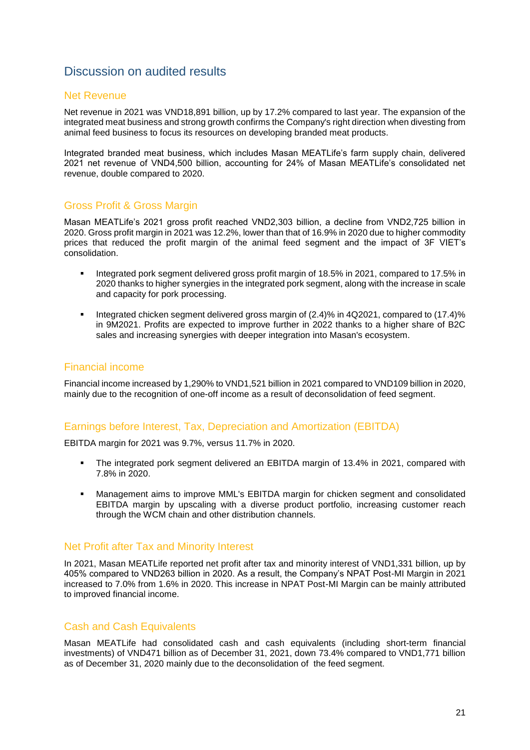# Discussion on audited results

## Net Revenue

Net revenue in 2021 was VND18,891 billion, up by 17.2% compared to last year. The expansion of the integrated meat business and strong growth confirms the Company's right direction when divesting from animal feed business to focus its resources on developing branded meat products.

Integrated branded meat business, which includes Masan MEATLife's farm supply chain, delivered 2021 net revenue of VND4,500 billion, accounting for 24% of Masan MEATLife's consolidated net revenue, double compared to 2020.

## Gross Profit & Gross Margin

Masan MEATLife's 2021 gross profit reached VND2,303 billion, a decline from VND2,725 billion in 2020. Gross profit margin in 2021 was 12.2%, lower than that of 16.9% in 2020 due to higher commodity prices that reduced the profit margin of the animal feed segment and the impact of 3F VIET's consolidation.

- Integrated pork segment delivered gross profit margin of 18.5% in 2021, compared to 17.5% in 2020 thanks to higher synergies in the integrated pork segment, along with the increase in scale and capacity for pork processing.
- Integrated chicken segment delivered gross margin of (2.4)% in 4Q2021, compared to (17.4)% in 9M2021. Profits are expected to improve further in 2022 thanks to a higher share of B2C sales and increasing synergies with deeper integration into Masan's ecosystem.

## Financial income

Financial income increased by 1,290% to VND1,521 billion in 2021 compared to VND109 billion in 2020, mainly due to the recognition of one-off income as a result of deconsolidation of feed segment.

## Earnings before Interest, Tax, Depreciation and Amortization (EBITDA)

EBITDA margin for 2021 was 9.7%, versus 11.7% in 2020.

- The integrated pork segment delivered an EBITDA margin of 13.4% in 2021, compared with 7.8% in 2020.
- Management aims to improve MML's EBITDA margin for chicken segment and consolidated EBITDA margin by upscaling with a diverse product portfolio, increasing customer reach through the WCM chain and other distribution channels.

## Net Profit after Tax and Minority Interest

In 2021, Masan MEATLife reported net profit after tax and minority interest of VND1,331 billion, up by 405% compared to VND263 billion in 2020. As a result, the Company's NPAT Post-MI Margin in 2021 increased to 7.0% from 1.6% in 2020. This increase in NPAT Post-MI Margin can be mainly attributed to improved financial income.

## Cash and Cash Equivalents

Masan MEATLife had consolidated cash and cash equivalents (including short-term financial investments) of VND471 billion as of December 31, 2021, down 73.4% compared to VND1,771 billion as of December 31, 2020 mainly due to the deconsolidation of the feed segment.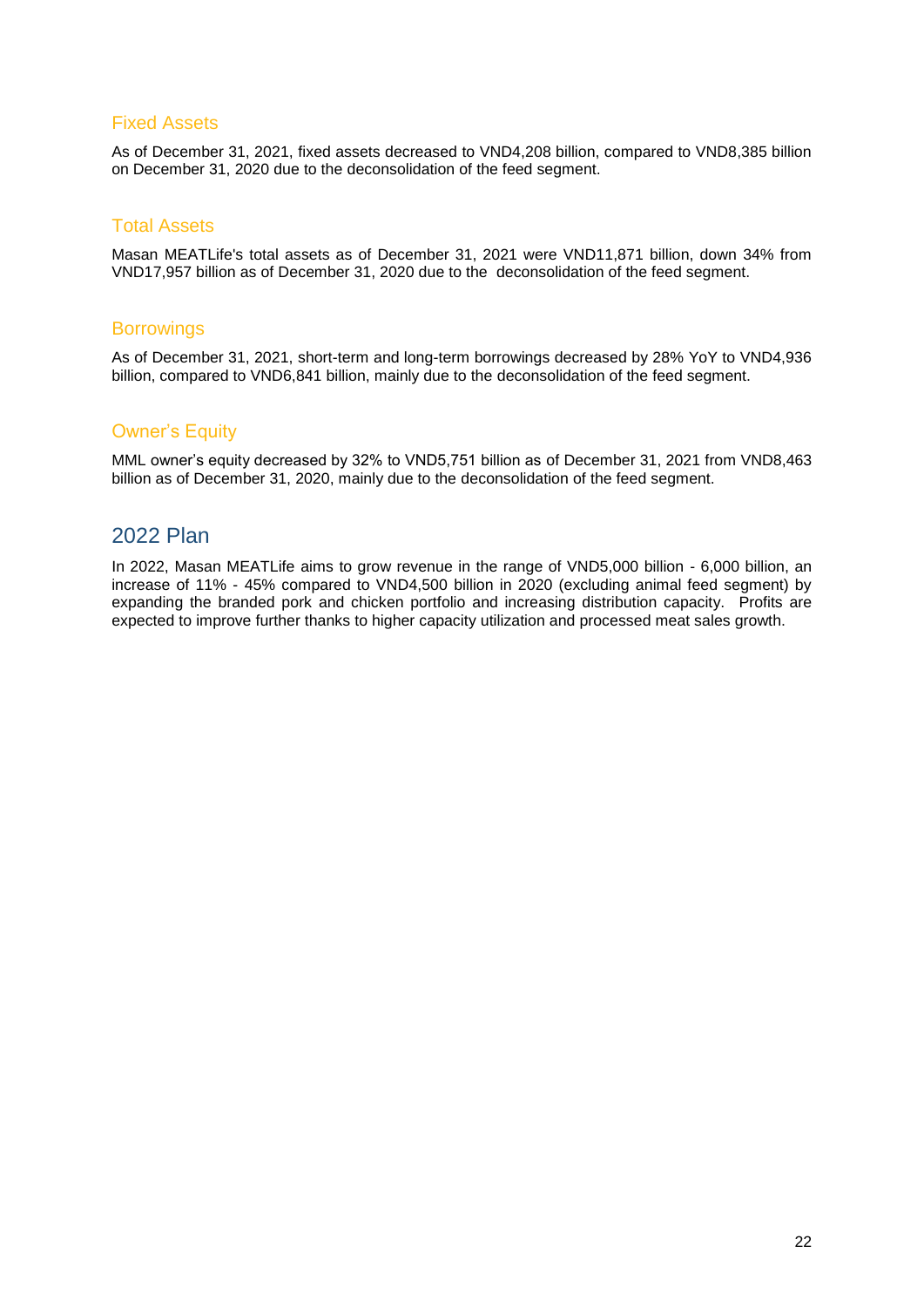### Fixed Assets

As of December 31, 2021, fixed assets decreased to VND4,208 billion, compared to VND8,385 billion on December 31, 2020 due to the deconsolidation of the feed segment.

### Total Assets

Masan MEATLife's total assets as of December 31, 2021 were VND11,871 billion, down 34% from VND17,957 billion as of December 31, 2020 due to the deconsolidation of the feed segment.

### Borrowings

As of December 31, 2021, short-term and long-term borrowings decreased by 28% YoY to VND4,936 billion, compared to VND6,841 billion, mainly due to the deconsolidation of the feed segment.

### Owner's Equity

MML owner's equity decreased by 32% to VND5,751 billion as of December 31, 2021 from VND8,463 billion as of December 31, 2020, mainly due to the deconsolidation of the feed segment.

## 2022 Plan

In 2022, Masan MEATLife aims to grow revenue in the range of VND5,000 billion - 6,000 billion, an increase of 11% - 45% compared to VND4,500 billion in 2020 (excluding animal feed segment) by expanding the branded pork and chicken portfolio and increasing distribution capacity. Profits are expected to improve further thanks to higher capacity utilization and processed meat sales growth.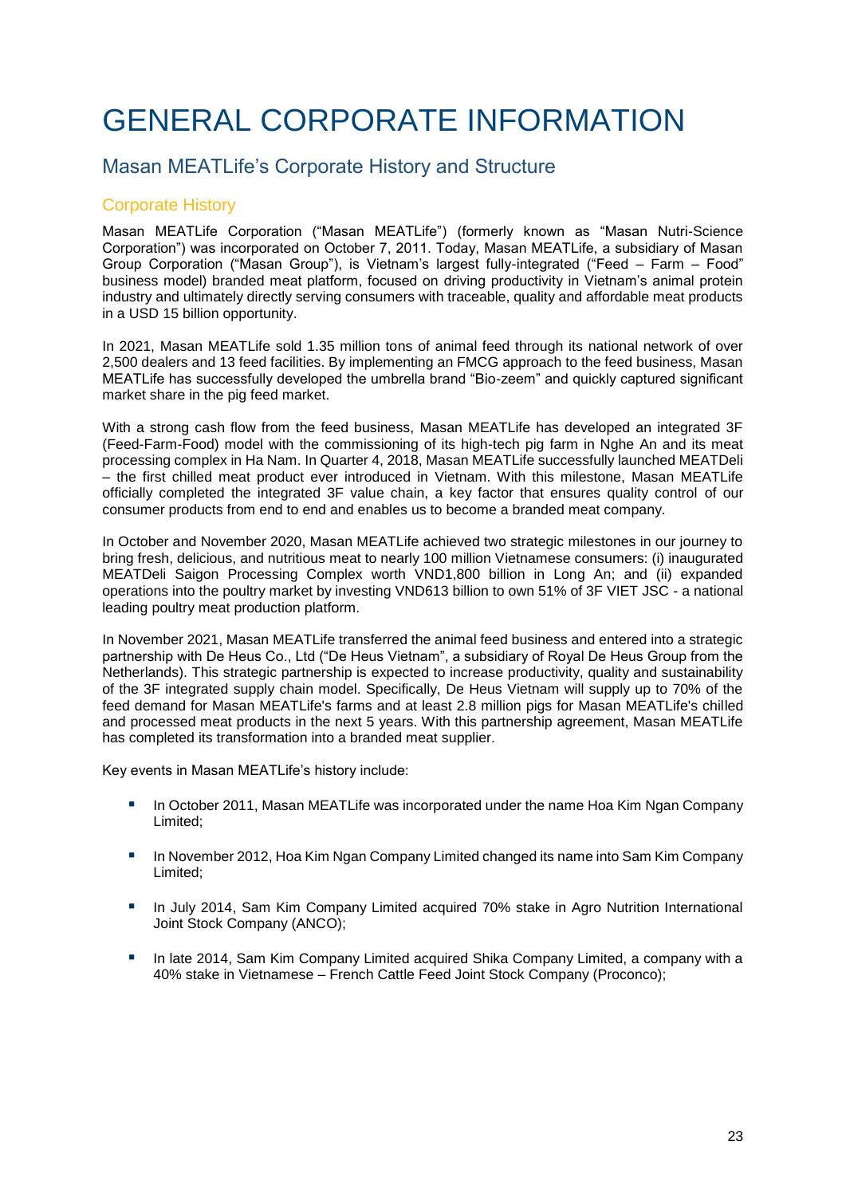# GENERAL CORPORATE INFORMATION

## Masan MEATLife's Corporate History and Structure

### Corporate History

Masan MEATLife Corporation ("Masan MEATLife") (formerly known as "Masan Nutri-Science Corporation") was incorporated on October 7, 2011. Today, Masan MEATLife, a subsidiary of Masan Group Corporation ("Masan Group"), is Vietnam's largest fully-integrated ("Feed – Farm – Food" business model) branded meat platform, focused on driving productivity in Vietnam's animal protein industry and ultimately directly serving consumers with traceable, quality and affordable meat products in a USD 15 billion opportunity.

In 2021, Masan MEATLife sold 1.35 million tons of animal feed through its national network of over 2,500 dealers and 13 feed facilities. By implementing an FMCG approach to the feed business, Masan MEATLife has successfully developed the umbrella brand "Bio-zeem" and quickly captured significant market share in the pig feed market.

With a strong cash flow from the feed business, Masan MEATLife has developed an integrated 3F (Feed-Farm-Food) model with the commissioning of its high-tech pig farm in Nghe An and its meat processing complex in Ha Nam. In Quarter 4, 2018, Masan MEATLife successfully launched MEATDeli – the first chilled meat product ever introduced in Vietnam. With this milestone, Masan MEATLife officially completed the integrated 3F value chain, a key factor that ensures quality control of our consumer products from end to end and enables us to become a branded meat company.

In October and November 2020, Masan MEATLife achieved two strategic milestones in our journey to bring fresh, delicious, and nutritious meat to nearly 100 million Vietnamese consumers: (i) inaugurated MEATDeli Saigon Processing Complex worth VND1,800 billion in Long An; and (ii) expanded operations into the poultry market by investing VND613 billion to own 51% of 3F VIET JSC - a national leading poultry meat production platform.

In November 2021, Masan MEATLife transferred the animal feed business and entered into a strategic partnership with De Heus Co., Ltd ("De Heus Vietnam", a subsidiary of Royal De Heus Group from the Netherlands). This strategic partnership is expected to increase productivity, quality and sustainability of the 3F integrated supply chain model. Specifically, De Heus Vietnam will supply up to 70% of the feed demand for Masan MEATLife's farms and at least 2.8 million pigs for Masan MEATLife's chilled and processed meat products in the next 5 years. With this partnership agreement, Masan MEATLife has completed its transformation into a branded meat supplier.

Key events in Masan MEATLife's history include:

- In October 2011, Masan MEATLife was incorporated under the name Hoa Kim Ngan Company Limited;
- In November 2012, Hoa Kim Ngan Company Limited changed its name into Sam Kim Company Limited;
- In July 2014, Sam Kim Company Limited acquired 70% stake in Agro Nutrition International Joint Stock Company (ANCO);
- In late 2014, Sam Kim Company Limited acquired Shika Company Limited, a company with a 40% stake in Vietnamese – French Cattle Feed Joint Stock Company (Proconco);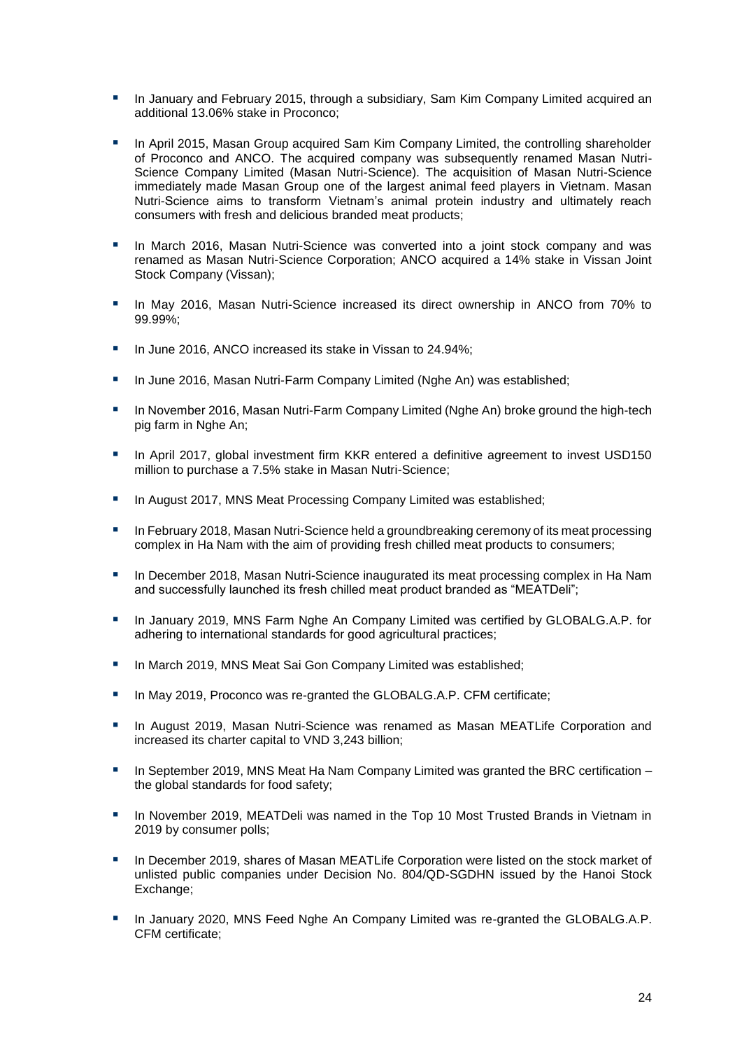- In January and February 2015, through a subsidiary, Sam Kim Company Limited acquired an additional 13.06% stake in Proconco;
- In April 2015, Masan Group acquired Sam Kim Company Limited, the controlling shareholder of Proconco and ANCO. The acquired company was subsequently renamed Masan Nutri-Science Company Limited (Masan Nutri-Science). The acquisition of Masan Nutri-Science immediately made Masan Group one of the largest animal feed players in Vietnam. Masan Nutri-Science aims to transform Vietnam's animal protein industry and ultimately reach consumers with fresh and delicious branded meat products;
- In March 2016, Masan Nutri-Science was converted into a joint stock company and was renamed as Masan Nutri-Science Corporation; ANCO acquired a 14% stake in Vissan Joint Stock Company (Vissan);
- In May 2016, Masan Nutri-Science increased its direct ownership in ANCO from 70% to 99.99%;
- In June 2016, ANCO increased its stake in Vissan to 24.94%;
- In June 2016, Masan Nutri-Farm Company Limited (Nghe An) was established;
- In November 2016, Masan Nutri-Farm Company Limited (Nghe An) broke ground the high-tech pig farm in Nghe An;
- In April 2017, global investment firm KKR entered a definitive agreement to invest USD150 million to purchase a 7.5% stake in Masan Nutri-Science;
- In August 2017, MNS Meat Processing Company Limited was established;
- In February 2018, Masan Nutri-Science held a groundbreaking ceremony of its meat processing complex in Ha Nam with the aim of providing fresh chilled meat products to consumers;
- In December 2018, Masan Nutri-Science inaugurated its meat processing complex in Ha Nam and successfully launched its fresh chilled meat product branded as "MEATDeli";
- In January 2019, MNS Farm Nghe An Company Limited was certified by GLOBALG.A.P. for adhering to international standards for good agricultural practices;
- In March 2019, MNS Meat Sai Gon Company Limited was established;
- In May 2019, Proconco was re-granted the GLOBALG.A.P. CFM certificate;
- In August 2019, Masan Nutri-Science was renamed as Masan MEATLife Corporation and increased its charter capital to VND 3,243 billion;
- In September 2019, MNS Meat Ha Nam Company Limited was granted the BRC certification – the global standards for food safety;
- In November 2019, MEATDeli was named in the Top 10 Most Trusted Brands in Vietnam in 2019 by consumer polls;
- In December 2019, shares of Masan MEATLife Corporation were listed on the stock market of unlisted public companies under Decision No. 804/QD-SGDHN issued by the Hanoi Stock Exchange;
- In January 2020, MNS Feed Nghe An Company Limited was re-granted the GLOBALG.A.P. CFM certificate;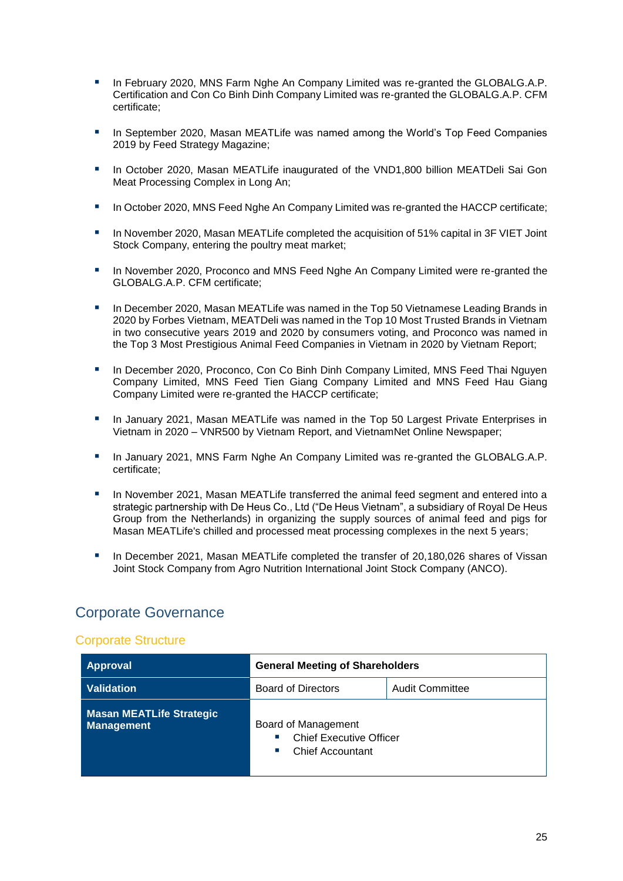- In February 2020, MNS Farm Nghe An Company Limited was re-granted the GLOBALG.A.P. Certification and Con Co Binh Dinh Company Limited was re-granted the GLOBALG.A.P. CFM certificate;
- In September 2020, Masan MEATLife was named among the World's Top Feed Companies 2019 by Feed Strategy Magazine;
- In October 2020, Masan MEATLife inaugurated of the VND1,800 billion MEATDeli Sai Gon Meat Processing Complex in Long An;
- In October 2020, MNS Feed Nghe An Company Limited was re-granted the HACCP certificate;
- In November 2020, Masan MEATLife completed the acquisition of 51% capital in 3F VIET Joint Stock Company, entering the poultry meat market;
- In November 2020, Proconco and MNS Feed Nghe An Company Limited were re-granted the GLOBALG.A.P. CFM certificate;
- In December 2020, Masan MEATLife was named in the Top 50 Vietnamese Leading Brands in 2020 by Forbes Vietnam, MEATDeli was named in the Top 10 Most Trusted Brands in Vietnam in two consecutive years 2019 and 2020 by consumers voting, and Proconco was named in the Top 3 Most Prestigious Animal Feed Companies in Vietnam in 2020 by Vietnam Report;
- In December 2020, Proconco, Con Co Binh Dinh Company Limited, MNS Feed Thai Nguyen Company Limited, MNS Feed Tien Giang Company Limited and MNS Feed Hau Giang Company Limited were re-granted the HACCP certificate;
- In January 2021, Masan MEATLife was named in the Top 50 Largest Private Enterprises in Vietnam in 2020 – VNR500 by Vietnam Report, and VietnamNet Online Newspaper;
- In January 2021, MNS Farm Nghe An Company Limited was re-granted the GLOBALG.A.P. certificate;
- In November 2021, Masan MEATLife transferred the animal feed segment and entered into a strategic partnership with De Heus Co., Ltd ("De Heus Vietnam", a subsidiary of Royal De Heus Group from the Netherlands) in organizing the supply sources of animal feed and pigs for Masan MEATLife's chilled and processed meat processing complexes in the next 5 years;
- In December 2021, Masan MEATLife completed the transfer of 20,180,026 shares of Vissan Joint Stock Company from Agro Nutrition International Joint Stock Company (ANCO).

## Corporate Governance

### Corporate Structure

| **Approval** | **General Meeting of Shareholders** | |
|---|---|---|
| **Validation** | Board of Directors | Audit Committee |
| **Masan MEATLife Strategic Management** | Board of Management<br>▪ Chief Executive Officer<br>▪ Chief Accountant | |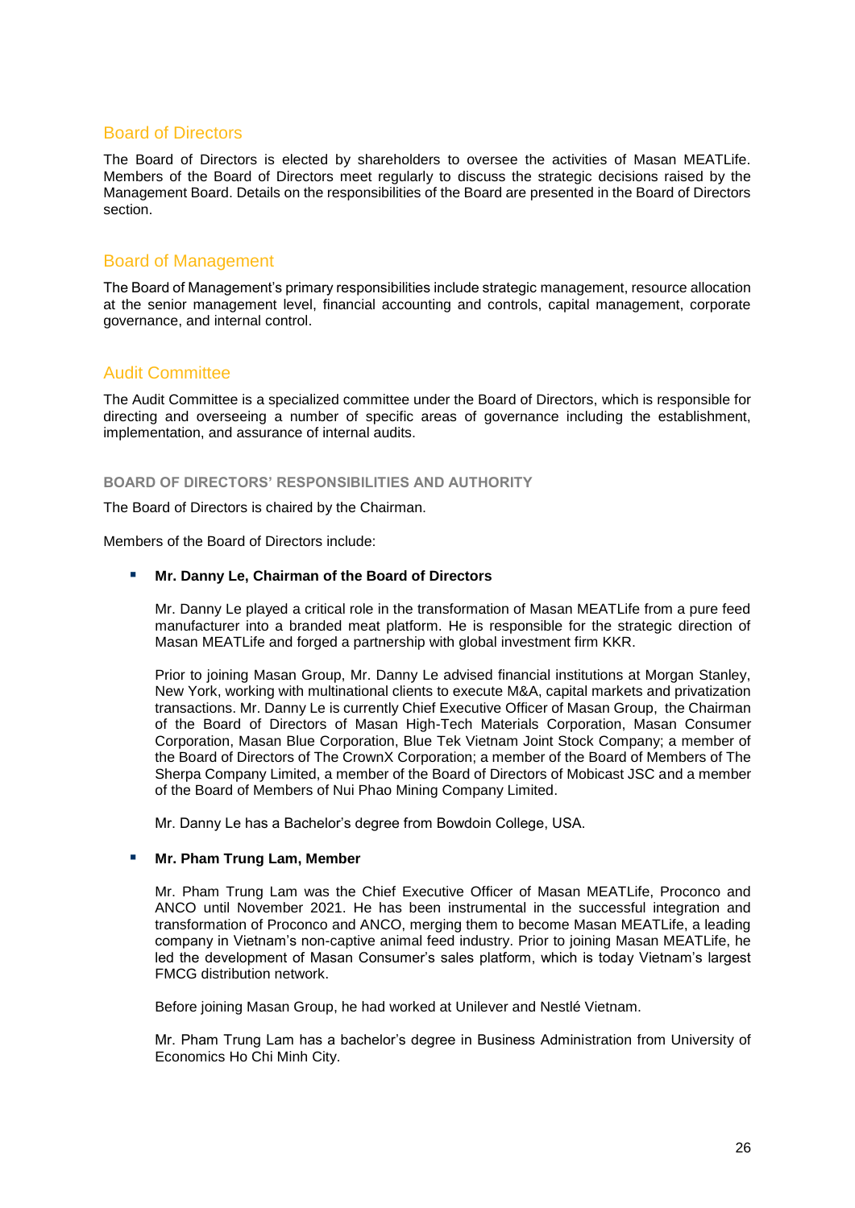## Board of Directors

The Board of Directors is elected by shareholders to oversee the activities of Masan MEATLife. Members of the Board of Directors meet regularly to discuss the strategic decisions raised by the Management Board. Details on the responsibilities of the Board are presented in the Board of Directors section.

## Board of Management

The Board of Management's primary responsibilities include strategic management, resource allocation at the senior management level, financial accounting and controls, capital management, corporate governance, and internal control.

## Audit Committee

The Audit Committee is a specialized committee under the Board of Directors, which is responsible for directing and overseeing a number of specific areas of governance including the establishment, implementation, and assurance of internal audits.

### BOARD OF DIRECTORS' RESPONSIBILITIES AND AUTHORITY

The Board of Directors is chaired by the Chairman.

Members of the Board of Directors include:

- **Mr. Danny Le, Chairman of the Board of Directors**

  Mr. Danny Le played a critical role in the transformation of Masan MEATLife from a pure feed manufacturer into a branded meat platform. He is responsible for the strategic direction of Masan MEATLife and forged a partnership with global investment firm KKR.

  Prior to joining Masan Group, Mr. Danny Le advised financial institutions at Morgan Stanley, New York, working with multinational clients to execute M&A, capital markets and privatization transactions. Mr. Danny Le is currently Chief Executive Officer of Masan Group, the Chairman of the Board of Directors of Masan High-Tech Materials Corporation, Masan Consumer Corporation, Masan Blue Corporation, Blue Tek Vietnam Joint Stock Company; a member of the Board of Directors of The CrownX Corporation; a member of the Board of Members of The Sherpa Company Limited, a member of the Board of Directors of Mobicast JSC and a member of the Board of Members of Nui Phao Mining Company Limited.

  Mr. Danny Le has a Bachelor's degree from Bowdoin College, USA.

- **Mr. Pham Trung Lam, Member**

  Mr. Pham Trung Lam was the Chief Executive Officer of Masan MEATLife, Proconco and ANCO until November 2021. He has been instrumental in the successful integration and transformation of Proconco and ANCO, merging them to become Masan MEATLife, a leading company in Vietnam's non-captive animal feed industry. Prior to joining Masan MEATLife, he led the development of Masan Consumer's sales platform, which is today Vietnam's largest FMCG distribution network.

  Before joining Masan Group, he had worked at Unilever and Nestlé Vietnam.

  Mr. Pham Trung Lam has a bachelor's degree in Business Administration from University of Economics Ho Chi Minh City.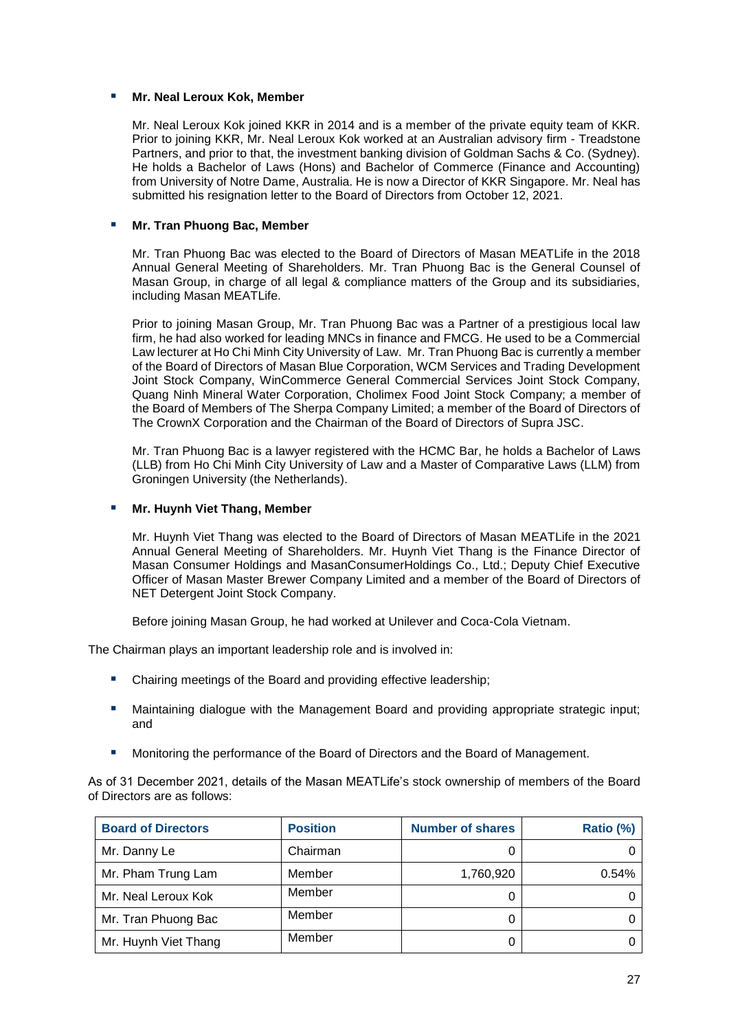- **Mr. Neal Leroux Kok, Member**

  Mr. Neal Leroux Kok joined KKR in 2014 and is a member of the private equity team of KKR. Prior to joining KKR, Mr. Neal Leroux Kok worked at an Australian advisory firm - Treadstone Partners, and prior to that, the investment banking division of Goldman Sachs & Co. (Sydney). He holds a Bachelor of Laws (Hons) and Bachelor of Commerce (Finance and Accounting) from University of Notre Dame, Australia. He is now a Director of KKR Singapore. Mr. Neal has submitted his resignation letter to the Board of Directors from October 12, 2021.

- **Mr. Tran Phuong Bac, Member**

  Mr. Tran Phuong Bac was elected to the Board of Directors of Masan MEATLife in the 2018 Annual General Meeting of Shareholders. Mr. Tran Phuong Bac is the General Counsel of Masan Group, in charge of all legal & compliance matters of the Group and its subsidiaries, including Masan MEATLife.

  Prior to joining Masan Group, Mr. Tran Phuong Bac was a Partner of a prestigious local law firm, he had also worked for leading MNCs in finance and FMCG. He used to be a Commercial Law lecturer at Ho Chi Minh City University of Law. Mr. Tran Phuong Bac is currently a member of the Board of Directors of Masan Blue Corporation, WCM Services and Trading Development Joint Stock Company, WinCommerce General Commercial Services Joint Stock Company, Quang Ninh Mineral Water Corporation, Cholimex Food Joint Stock Company; a member of the Board of Members of The Sherpa Company Limited; a member of the Board of Directors of The CrownX Corporation and the Chairman of the Board of Directors of Supra JSC.

  Mr. Tran Phuong Bac is a lawyer registered with the HCMC Bar, he holds a Bachelor of Laws (LLB) from Ho Chi Minh City University of Law and a Master of Comparative Laws (LLM) from Groningen University (the Netherlands).

- **Mr. Huynh Viet Thang, Member**

  Mr. Huynh Viet Thang was elected to the Board of Directors of Masan MEATLife in the 2021 Annual General Meeting of Shareholders. Mr. Huynh Viet Thang is the Finance Director of Masan Consumer Holdings and MasanConsumerHoldings Co., Ltd.; Deputy Chief Executive Officer of Masan Master Brewer Company Limited and a member of the Board of Directors of NET Detergent Joint Stock Company.

  Before joining Masan Group, he had worked at Unilever and Coca-Cola Vietnam.

The Chairman plays an important leadership role and is involved in:

- Chairing meetings of the Board and providing effective leadership;
- Maintaining dialogue with the Management Board and providing appropriate strategic input; and
- Monitoring the performance of the Board of Directors and the Board of Management.

As of 31 December 2021, details of the Masan MEATLife's stock ownership of members of the Board of Directors are as follows:

| Board of Directors | Position | Number of shares | Ratio (%) |
|---|---|---|---|
| Mr. Danny Le | Chairman | 0 | 0 |
| Mr. Pham Trung Lam | Member | 1,760,920 | 0.54% |
| Mr. Neal Leroux Kok | Member | 0 | 0 |
| Mr. Tran Phuong Bac | Member | 0 | 0 |
| Mr. Huynh Viet Thang | Member | 0 | 0 |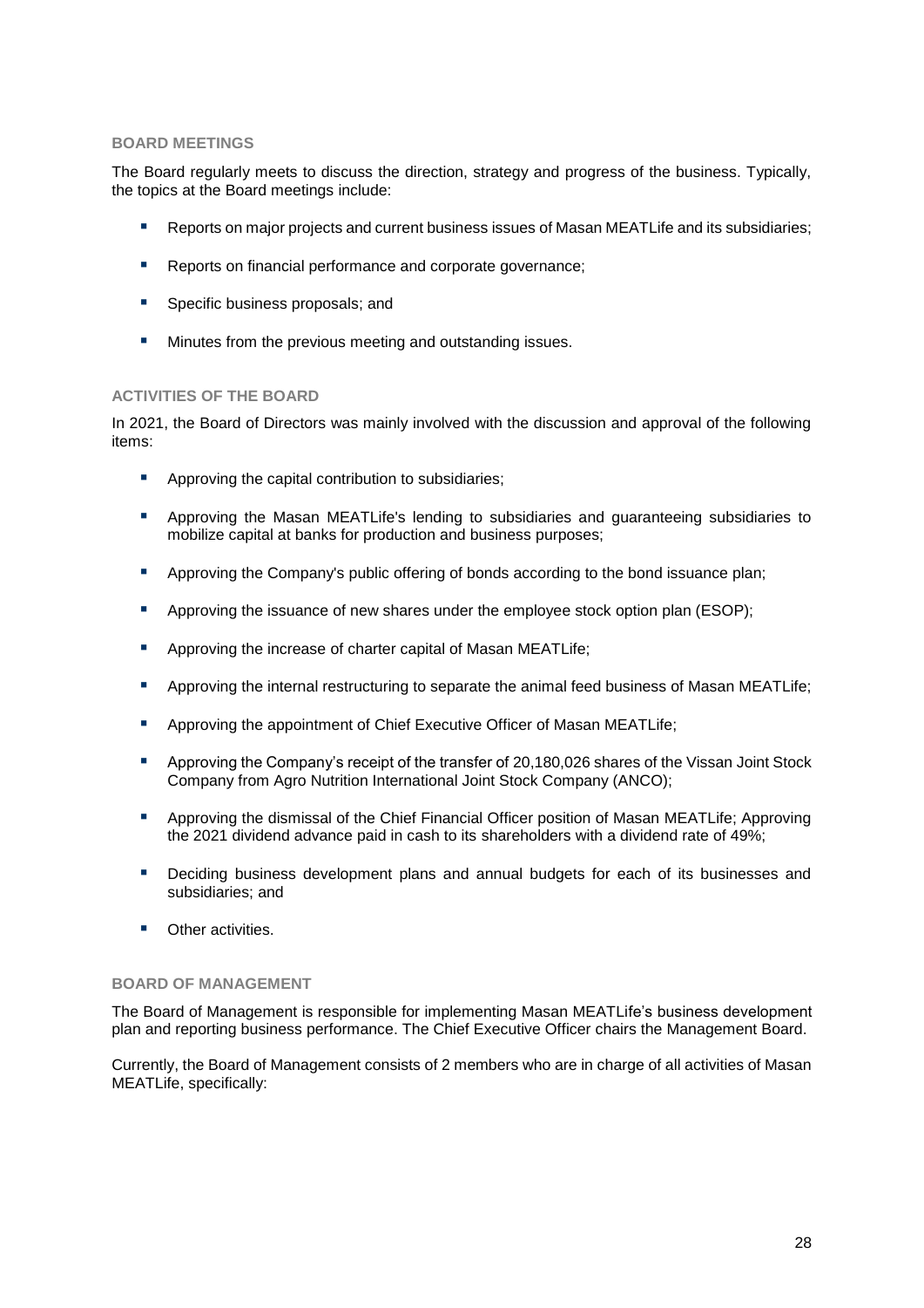### BOARD MEETINGS

The Board regularly meets to discuss the direction, strategy and progress of the business. Typically, the topics at the Board meetings include:

- Reports on major projects and current business issues of Masan MEATLife and its subsidiaries;
- Reports on financial performance and corporate governance;
- Specific business proposals; and
- Minutes from the previous meeting and outstanding issues.

### ACTIVITIES OF THE BOARD

In 2021, the Board of Directors was mainly involved with the discussion and approval of the following items:

- Approving the capital contribution to subsidiaries;
- Approving the Masan MEATLife's lending to subsidiaries and guaranteeing subsidiaries to mobilize capital at banks for production and business purposes;
- Approving the Company's public offering of bonds according to the bond issuance plan;
- Approving the issuance of new shares under the employee stock option plan (ESOP);
- Approving the increase of charter capital of Masan MEATLife;
- Approving the internal restructuring to separate the animal feed business of Masan MEATLife;
- Approving the appointment of Chief Executive Officer of Masan MEATLife;
- Approving the Company's receipt of the transfer of 20,180,026 shares of the Vissan Joint Stock Company from Agro Nutrition International Joint Stock Company (ANCO);
- Approving the dismissal of the Chief Financial Officer position of Masan MEATLife; Approving the 2021 dividend advance paid in cash to its shareholders with a dividend rate of 49%;
- Deciding business development plans and annual budgets for each of its businesses and subsidiaries; and
- Other activities.

### BOARD OF MANAGEMENT

The Board of Management is responsible for implementing Masan MEATLife's business development plan and reporting business performance. The Chief Executive Officer chairs the Management Board.

Currently, the Board of Management consists of 2 members who are in charge of all activities of Masan MEATLife, specifically: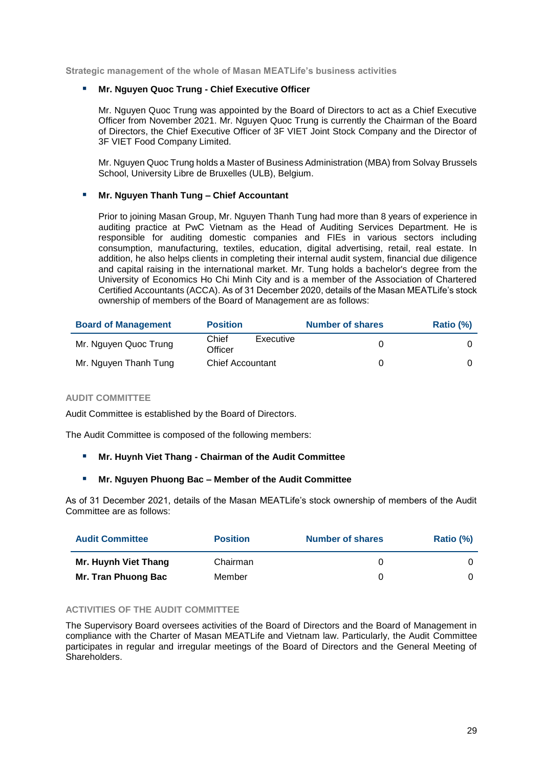Strategic management of the whole of Masan MEATLife's business activities

- **Mr. Nguyen Quoc Trung - Chief Executive Officer**

  Mr. Nguyen Quoc Trung was appointed by the Board of Directors to act as a Chief Executive Officer from November 2021. Mr. Nguyen Quoc Trung is currently the Chairman of the Board of Directors, the Chief Executive Officer of 3F VIET Joint Stock Company and the Director of 3F VIET Food Company Limited.

  Mr. Nguyen Quoc Trung holds a Master of Business Administration (MBA) from Solvay Brussels School, University Libre de Bruxelles (ULB), Belgium.

- **Mr. Nguyen Thanh Tung – Chief Accountant**

  Prior to joining Masan Group, Mr. Nguyen Thanh Tung had more than 8 years of experience in auditing practice at PwC Vietnam as the Head of Auditing Services Department. He is responsible for auditing domestic companies and FIEs in various sectors including consumption, manufacturing, textiles, education, digital advertising, retail, real estate. In addition, he also helps clients in completing their internal audit system, financial due diligence and capital raising in the international market. Mr. Tung holds a bachelor's degree from the University of Economics Ho Chi Minh City and is a member of the Association of Chartered Certified Accountants (ACCA). As of 31 December 2020, details of the Masan MEATLife's stock ownership of members of the Board of Management are as follows:

| Board of Management | Position | Number of shares | Ratio (%) |
|---|---|---|---|
| Mr. Nguyen Quoc Trung | Chief Executive Officer | 0 | 0 |
| Mr. Nguyen Thanh Tung | Chief Accountant | 0 | 0 |

AUDIT COMMITTEE

Audit Committee is established by the Board of Directors.

The Audit Committee is composed of the following members:

- **Mr. Huynh Viet Thang - Chairman of the Audit Committee**
- **Mr. Nguyen Phuong Bac – Member of the Audit Committee**

As of 31 December 2021, details of the Masan MEATLife's stock ownership of members of the Audit Committee are as follows:

| Audit Committee | Position | Number of shares | Ratio (%) |
|---|---|---|---|
| **Mr. Huynh Viet Thang** | Chairman | 0 | 0 |
| **Mr. Tran Phuong Bac** | Member | 0 | 0 |

ACTIVITIES OF THE AUDIT COMMITTEE

The Supervisory Board oversees activities of the Board of Directors and the Board of Management in compliance with the Charter of Masan MEATLife and Vietnam law. Particularly, the Audit Committee participates in regular and irregular meetings of the Board of Directors and the General Meeting of Shareholders.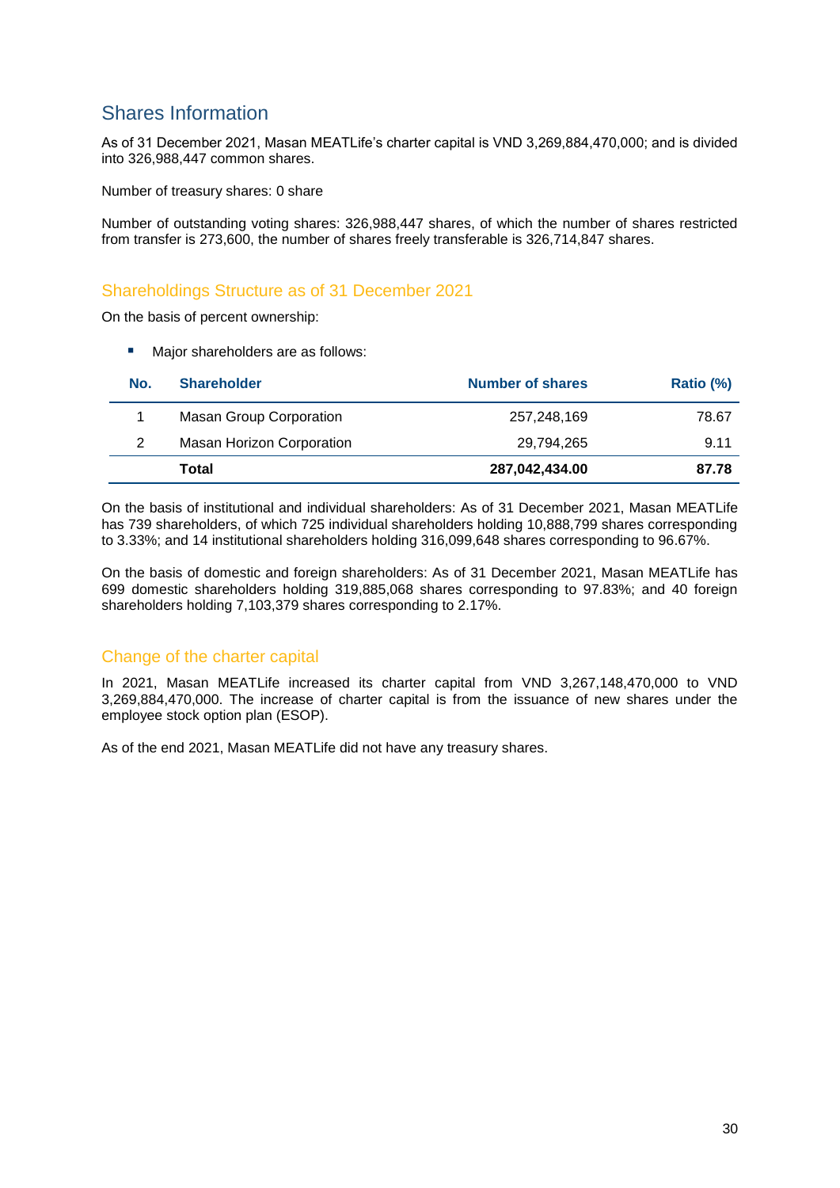## Shares Information

As of 31 December 2021, Masan MEATLife's charter capital is VND 3,269,884,470,000; and is divided into 326,988,447 common shares.

Number of treasury shares: 0 share

Number of outstanding voting shares: 326,988,447 shares, of which the number of shares restricted from transfer is 273,600, the number of shares freely transferable is 326,714,847 shares.

### Shareholdings Structure as of 31 December 2021

On the basis of percent ownership:

- Major shareholders are as follows:

| No. | Shareholder | Number of shares | Ratio (%) |
|---|---|---|---|
| 1 | Masan Group Corporation | 257,248,169 | 78.67 |
| 2 | Masan Horizon Corporation | 29,794,265 | 9.11 |
| | **Total** | **287,042,434.00** | **87.78** |

On the basis of institutional and individual shareholders: As of 31 December 2021, Masan MEATLife has 739 shareholders, of which 725 individual shareholders holding 10,888,799 shares corresponding to 3.33%; and 14 institutional shareholders holding 316,099,648 shares corresponding to 96.67%.

On the basis of domestic and foreign shareholders: As of 31 December 2021, Masan MEATLife has 699 domestic shareholders holding 319,885,068 shares corresponding to 97.83%; and 40 foreign shareholders holding 7,103,379 shares corresponding to 2.17%.

### Change of the charter capital

In 2021, Masan MEATLife increased its charter capital from VND 3,267,148,470,000 to VND 3,269,884,470,000. The increase of charter capital is from the issuance of new shares under the employee stock option plan (ESOP).

As of the end 2021, Masan MEATLife did not have any treasury shares.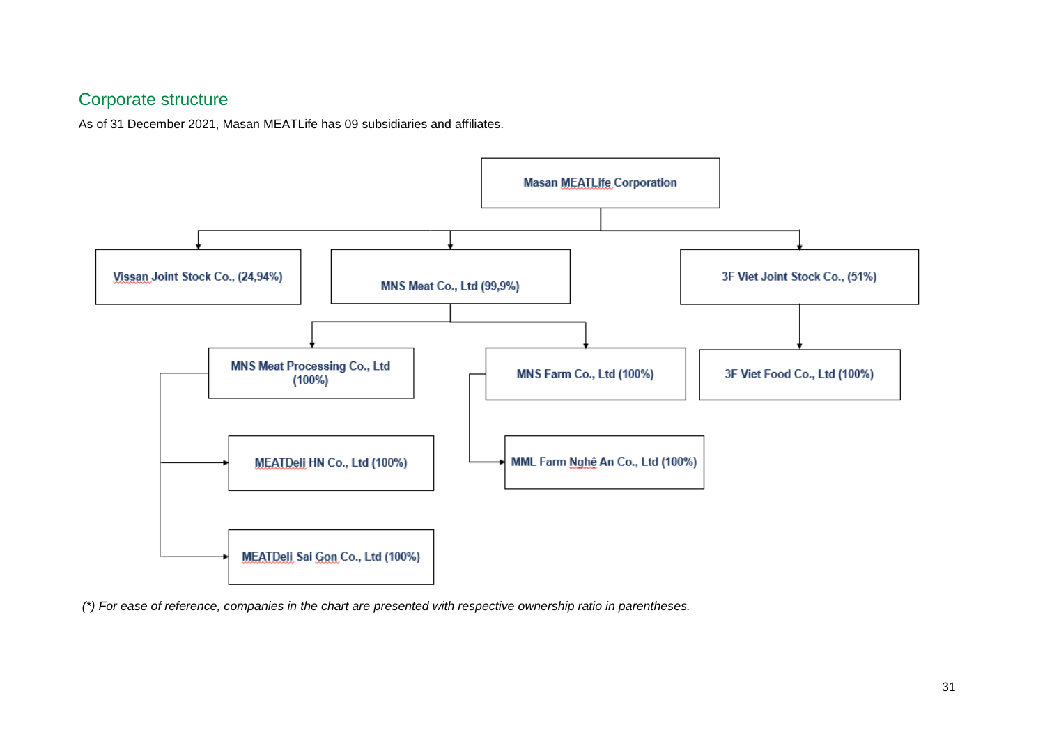## Corporate structure

As of 31 December 2021, Masan MEATLife has 09 subsidiaries and affiliates.

- Masan MEATLife Corporation
  - Vissan Joint Stock Co., (24,94%)
  - MNS Meat Co., Ltd (99,9%)
    - MNS Meat Processing Co., Ltd (100%)
      - MEATDeli HN Co., Ltd (100%)
      - MEATDeli Sai Gon Co., Ltd (100%)
    - MNS Farm Co., Ltd (100%)
      - MML Farm Nghệ An Co., Ltd (100%)
  - 3F Viet Joint Stock Co., (51%)
    - 3F Viet Food Co., Ltd (100%)

*(\*) For ease of reference, companies in the chart are presented with respective ownership ratio in parentheses.*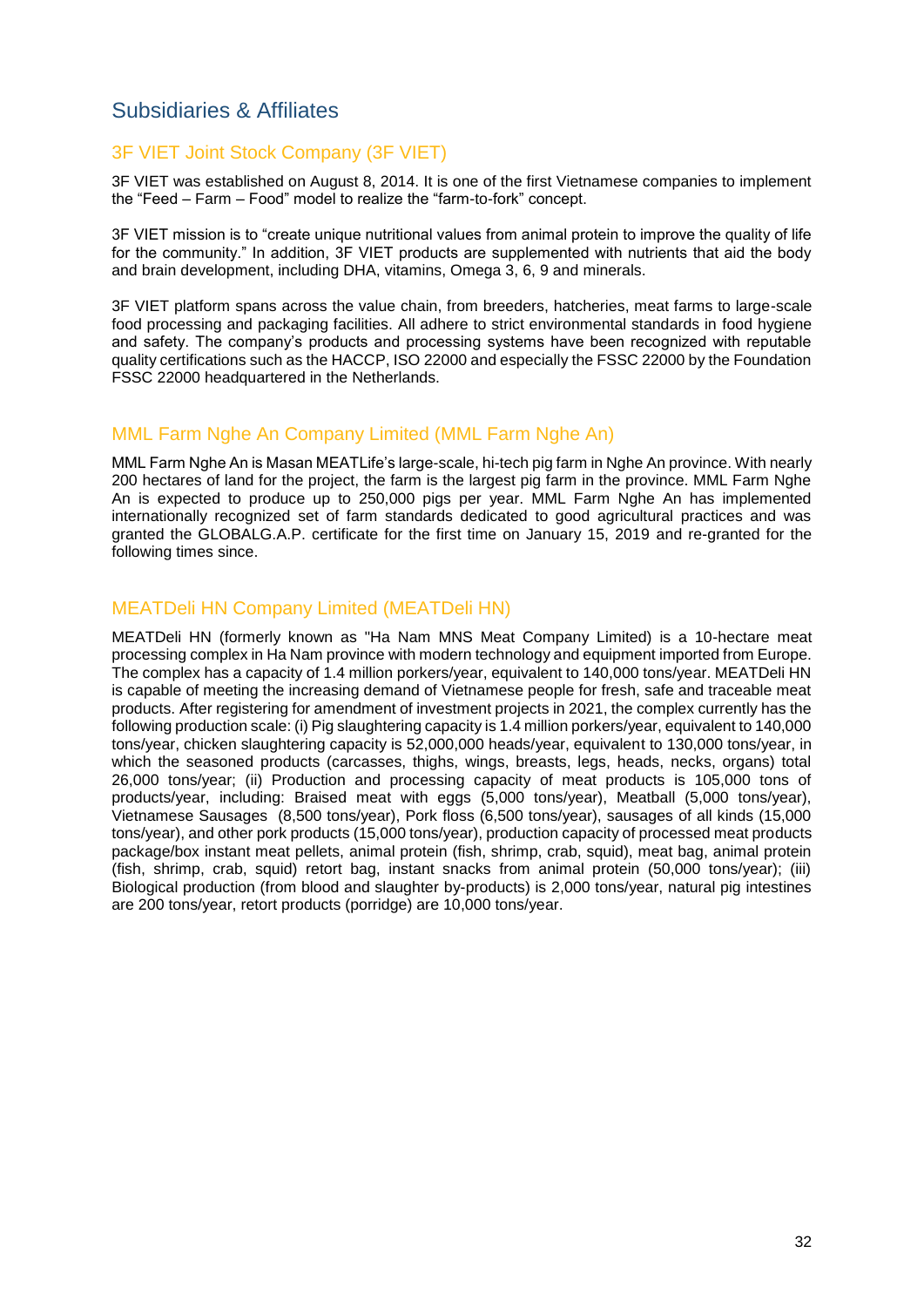# Subsidiaries & Affiliates

## 3F VIET Joint Stock Company (3F VIET)

3F VIET was established on August 8, 2014. It is one of the first Vietnamese companies to implement the "Feed – Farm – Food" model to realize the "farm-to-fork" concept.

3F VIET mission is to "create unique nutritional values from animal protein to improve the quality of life for the community." In addition, 3F VIET products are supplemented with nutrients that aid the body and brain development, including DHA, vitamins, Omega 3, 6, 9 and minerals.

3F VIET platform spans across the value chain, from breeders, hatcheries, meat farms to large-scale food processing and packaging facilities. All adhere to strict environmental standards in food hygiene and safety. The company's products and processing systems have been recognized with reputable quality certifications such as the HACCP, ISO 22000 and especially the FSSC 22000 by the Foundation FSSC 22000 headquartered in the Netherlands.

## MML Farm Nghe An Company Limited (MML Farm Nghe An)

MML Farm Nghe An is Masan MEATLife's large-scale, hi-tech pig farm in Nghe An province. With nearly 200 hectares of land for the project, the farm is the largest pig farm in the province. MML Farm Nghe An is expected to produce up to 250,000 pigs per year. MML Farm Nghe An has implemented internationally recognized set of farm standards dedicated to good agricultural practices and was granted the GLOBALG.A.P. certificate for the first time on January 15, 2019 and re-granted for the following times since.

## MEATDeli HN Company Limited (MEATDeli HN)

MEATDeli HN (formerly known as "Ha Nam MNS Meat Company Limited) is a 10-hectare meat processing complex in Ha Nam province with modern technology and equipment imported from Europe. The complex has a capacity of 1.4 million porkers/year, equivalent to 140,000 tons/year. MEATDeli HN is capable of meeting the increasing demand of Vietnamese people for fresh, safe and traceable meat products. After registering for amendment of investment projects in 2021, the complex currently has the following production scale: (i) Pig slaughtering capacity is 1.4 million porkers/year, equivalent to 140,000 tons/year, chicken slaughtering capacity is 52,000,000 heads/year, equivalent to 130,000 tons/year, in which the seasoned products (carcasses, thighs, wings, breasts, legs, heads, necks, organs) total 26,000 tons/year; (ii) Production and processing capacity of meat products is 105,000 tons of products/year, including: Braised meat with eggs (5,000 tons/year), Meatball (5,000 tons/year), Vietnamese Sausages (8,500 tons/year), Pork floss (6,500 tons/year), sausages of all kinds (15,000 tons/year), and other pork products (15,000 tons/year), production capacity of processed meat products package/box instant meat pellets, animal protein (fish, shrimp, crab, squid), meat bag, animal protein (fish, shrimp, crab, squid) retort bag, instant snacks from animal protein (50,000 tons/year); (iii) Biological production (from blood and slaughter by-products) is 2,000 tons/year, natural pig intestines are 200 tons/year, retort products (porridge) are 10,000 tons/year.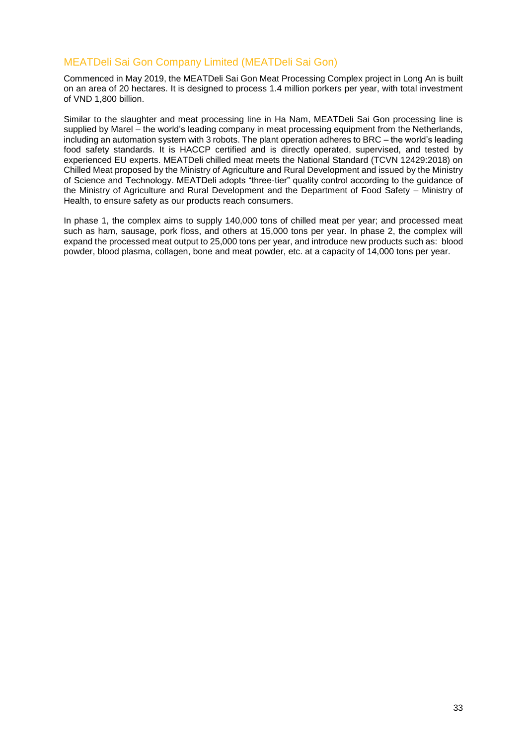## MEATDeli Sai Gon Company Limited (MEATDeli Sai Gon)

Commenced in May 2019, the MEATDeli Sai Gon Meat Processing Complex project in Long An is built on an area of 20 hectares. It is designed to process 1.4 million porkers per year, with total investment of VND 1,800 billion.

Similar to the slaughter and meat processing line in Ha Nam, MEATDeli Sai Gon processing line is supplied by Marel – the world's leading company in meat processing equipment from the Netherlands, including an automation system with 3 robots. The plant operation adheres to BRC – the world's leading food safety standards. It is HACCP certified and is directly operated, supervised, and tested by experienced EU experts. MEATDeli chilled meat meets the National Standard (TCVN 12429:2018) on Chilled Meat proposed by the Ministry of Agriculture and Rural Development and issued by the Ministry of Science and Technology. MEATDeli adopts "three-tier" quality control according to the guidance of the Ministry of Agriculture and Rural Development and the Department of Food Safety – Ministry of Health, to ensure safety as our products reach consumers.

In phase 1, the complex aims to supply 140,000 tons of chilled meat per year; and processed meat such as ham, sausage, pork floss, and others at 15,000 tons per year. In phase 2, the complex will expand the processed meat output to 25,000 tons per year, and introduce new products such as: blood powder, blood plasma, collagen, bone and meat powder, etc. at a capacity of 14,000 tons per year.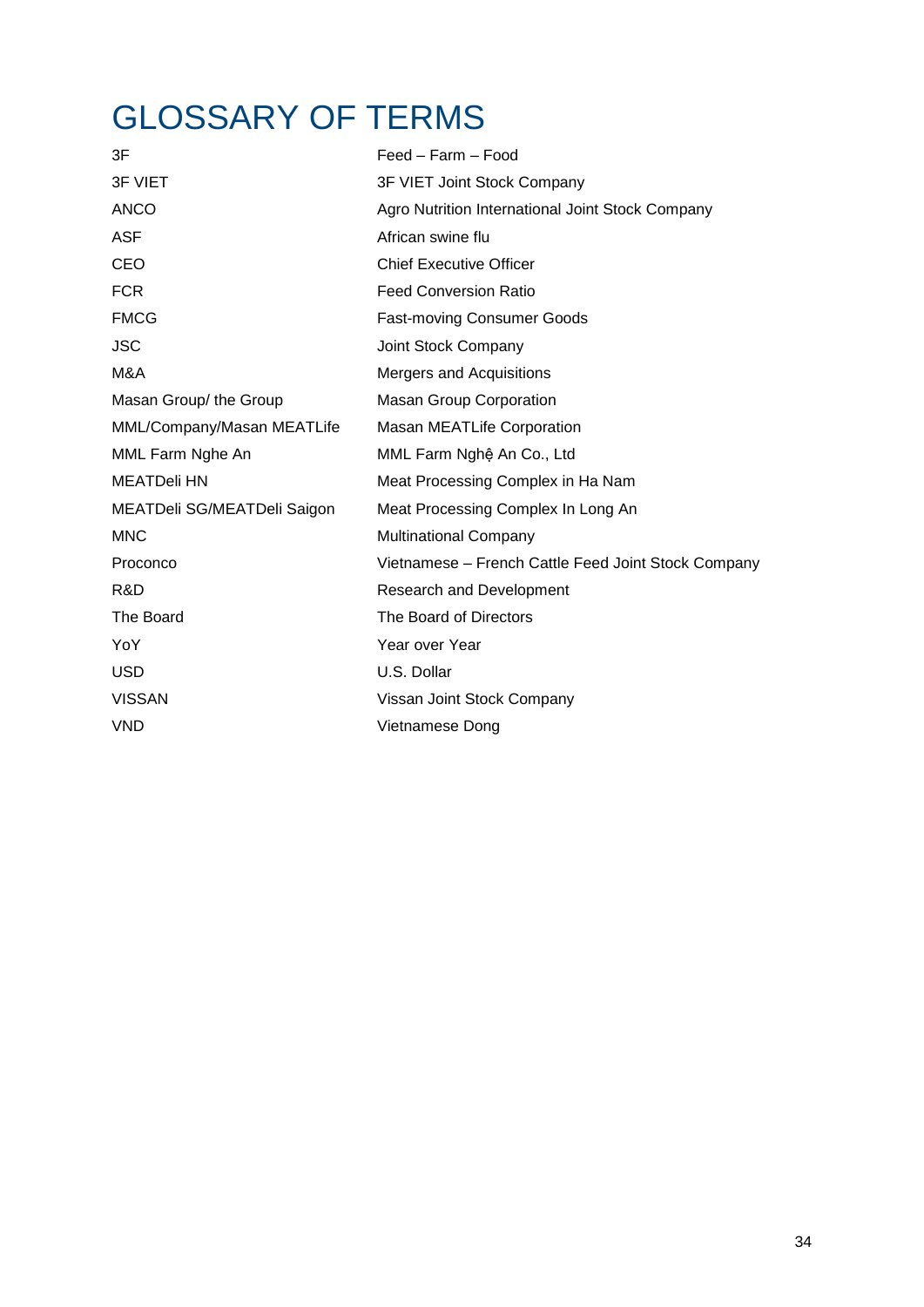# GLOSSARY OF TERMS

| | |
|---|---|
| 3F | Feed – Farm – Food |
| 3F VIET | 3F VIET Joint Stock Company |
| ANCO | Agro Nutrition International Joint Stock Company |
| ASF | African swine flu |
| CEO | Chief Executive Officer |
| FCR | Feed Conversion Ratio |
| FMCG | Fast-moving Consumer Goods |
| JSC | Joint Stock Company |
| M&A | Mergers and Acquisitions |
| Masan Group/ the Group | Masan Group Corporation |
| MML/Company/Masan MEATLife | Masan MEATLife Corporation |
| MML Farm Nghe An | MML Farm Nghệ An Co., Ltd |
| MEATDeli HN | Meat Processing Complex in Ha Nam |
| MEATDeli SG/MEATDeli Saigon | Meat Processing Complex In Long An |
| MNC | Multinational Company |
| Proconco | Vietnamese – French Cattle Feed Joint Stock Company |
| R&D | Research and Development |
| The Board | The Board of Directors |
| YoY | Year over Year |
| USD | U.S. Dollar |
| VISSAN | Vissan Joint Stock Company |
| VND | Vietnamese Dong |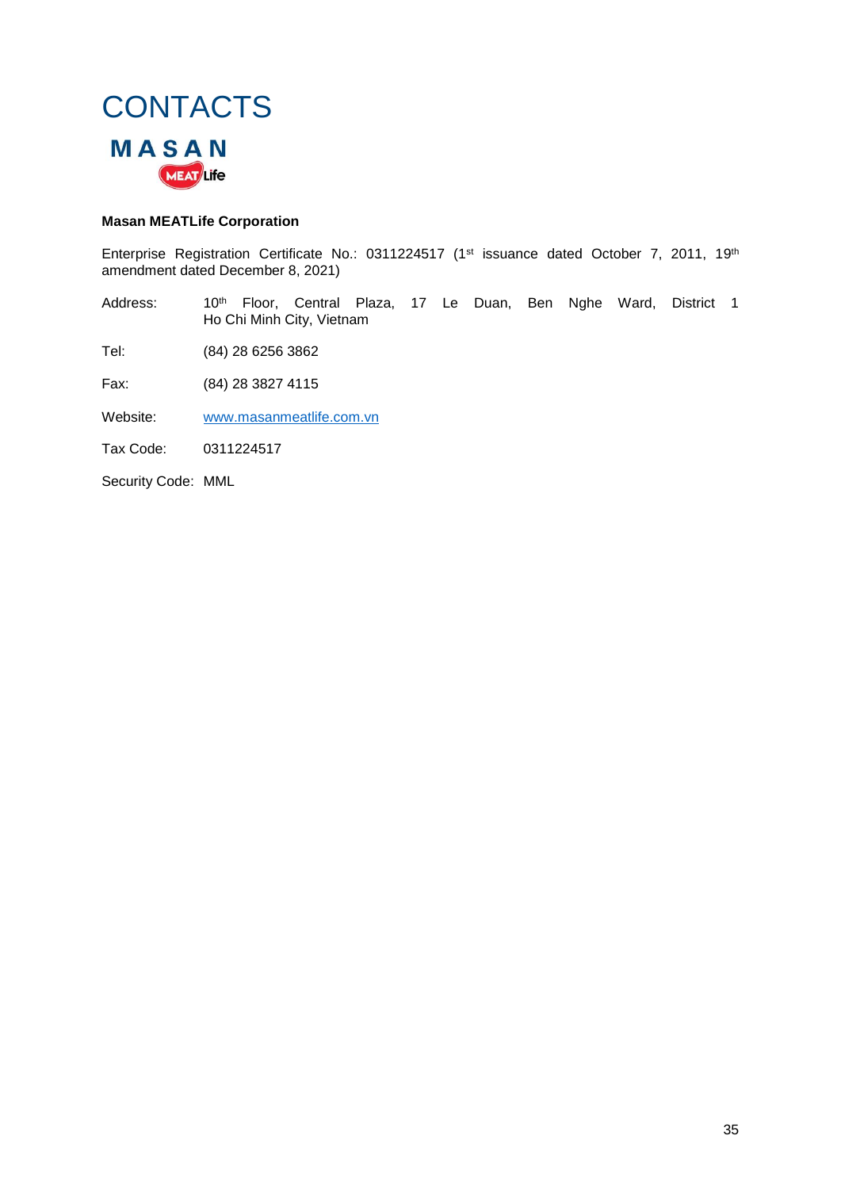# CONTACTS

MASAN MEAT Life

**Masan MEATLife Corporation**

Enterprise Registration Certificate No.: 0311224517 (1st issuance dated October 7, 2011, 19th amendment dated December 8, 2021)

Address: 10th Floor, Central Plaza, 17 Le Duan, Ben Nghe Ward, District 1 Ho Chi Minh City, Vietnam

Tel: (84) 28 6256 3862

Fax: (84) 28 3827 4115

Website: www.masanmeatlife.com.vn

Tax Code: 0311224517

Security Code: MML